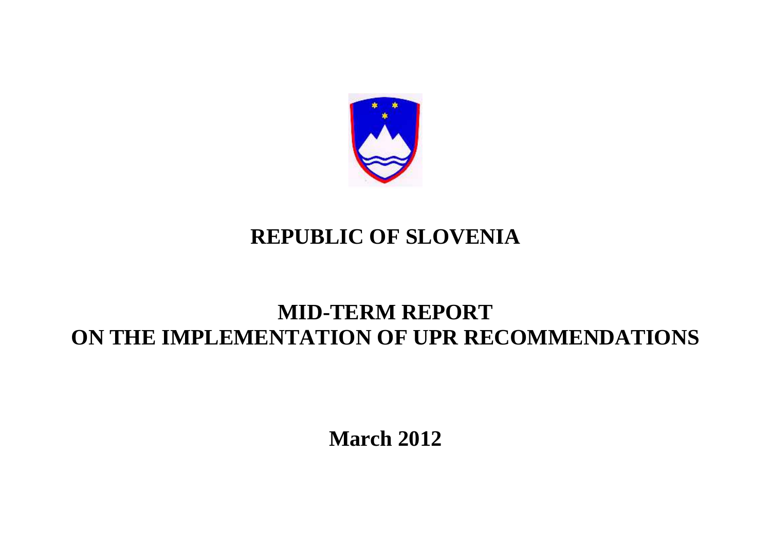# REPUBLIC OF SLOVENIA

# MID-TERM REPORT ON THE IMPLEMENTATION OF UPR RECOMMENDATIONS

**March 2012**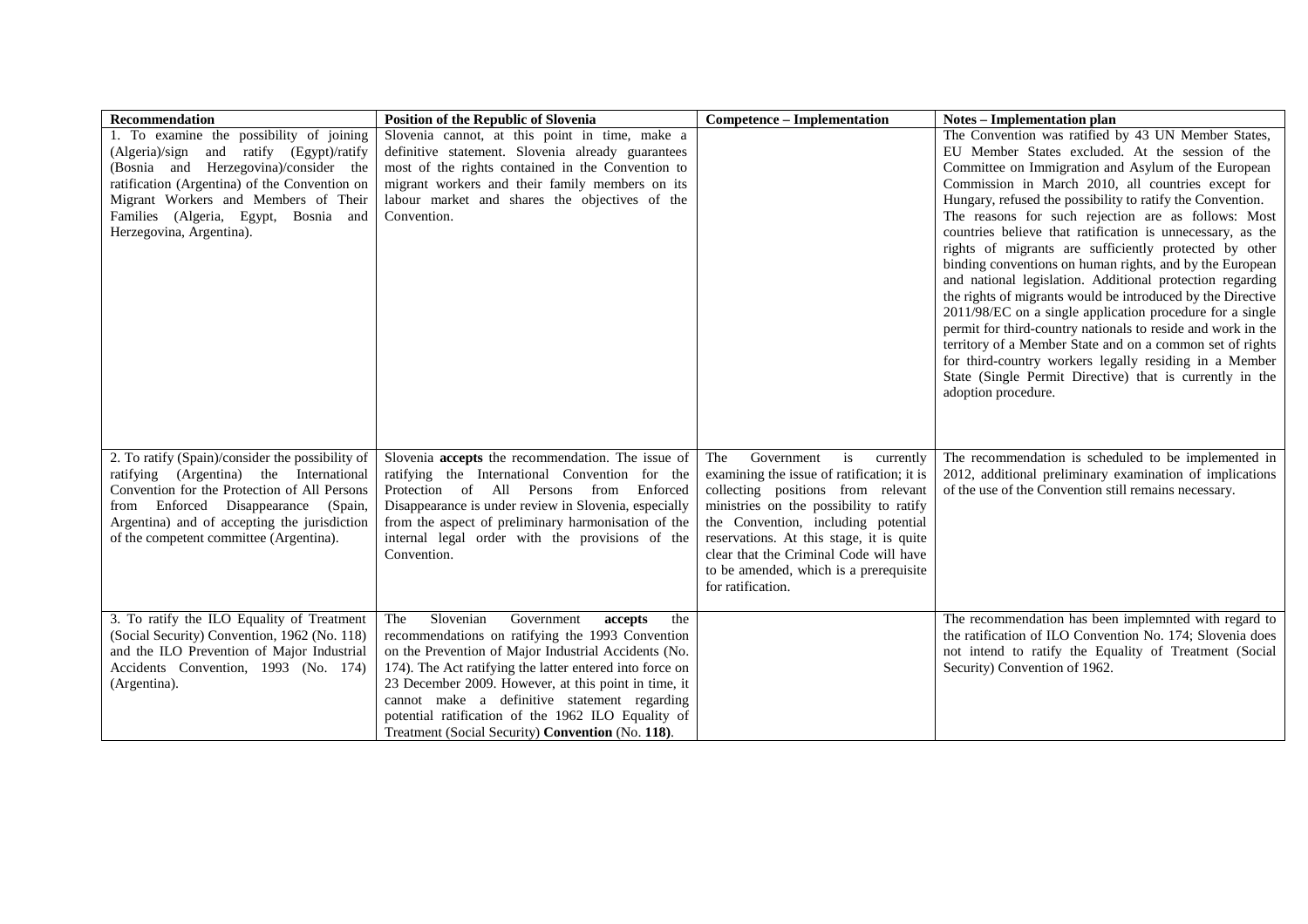| Recommendation | Position of the Republic of Slovenia | Competence – Implementation | Notes – Implementation plan |
|---|---|---|---|
| 1. To examine the possibility of joining (Algeria)/sign and ratify (Egypt)/ratify (Bosnia and Herzegovina)/consider the ratification (Argentina) of the Convention on Migrant Workers and Members of Their Families (Algeria, Egypt, Bosnia and Herzegovina, Argentina). | Slovenia cannot, at this point in time, make a definitive statement. Slovenia already guarantees most of the rights contained in the Convention to migrant workers and their family members on its labour market and shares the objectives of the Convention. | | The Convention was ratified by 43 UN Member States, EU Member States excluded. At the session of the Committee on Immigration and Asylum of the European Commission in March 2010, all countries except for Hungary, refused the possibility to ratify the Convention. The reasons for such rejection are as follows: Most countries believe that ratification is unnecessary, as the rights of migrants are sufficiently protected by other binding conventions on human rights, and by the European and national legislation. Additional protection regarding the rights of migrants would be introduced by the Directive 2011/98/EC on a single application procedure for a single permit for third-country nationals to reside and work in the territory of a Member State and on a common set of rights for third-country workers legally residing in a Member State (Single Permit Directive) that is currently in the adoption procedure. |
| 2. To ratify (Spain)/consider the possibility of ratifying (Argentina) the International Convention for the Protection of All Persons from Enforced Disappearance (Spain, Argentina) and of accepting the jurisdiction of the competent committee (Argentina). | Slovenia **accepts** the recommendation. The issue of ratifying the International Convention for the Protection of All Persons from Enforced Disappearance is under review in Slovenia, especially from the aspect of preliminary harmonisation of the internal legal order with the provisions of the Convention. | The Government is currently examining the issue of ratification; it is collecting positions from relevant ministries on the possibility to ratify the Convention, including potential reservations. At this stage, it is quite clear that the Criminal Code will have to be amended, which is a prerequisite for ratification. | The recommendation is scheduled to be implemented in 2012, additional preliminary examination of implications of the use of the Convention still remains necessary. |
| 3. To ratify the ILO Equality of Treatment (Social Security) Convention, 1962 (No. 118) and the ILO Prevention of Major Industrial Accidents Convention, 1993 (No. 174) (Argentina). | The Slovenian Government **accepts** the recommendations on ratifying the 1993 Convention on the Prevention of Major Industrial Accidents (No. 174). The Act ratifying the latter entered into force on 23 December 2009. However, at this point in time, it cannot make a definitive statement regarding potential ratification of the 1962 ILO Equality of Treatment (Social Security) **Convention** (No. **118**). | | The recommendation has been implemnted with regard to the ratification of ILO Convention No. 174; Slovenia does not intend to ratify the Equality of Treatment (Social Security) Convention of 1962. |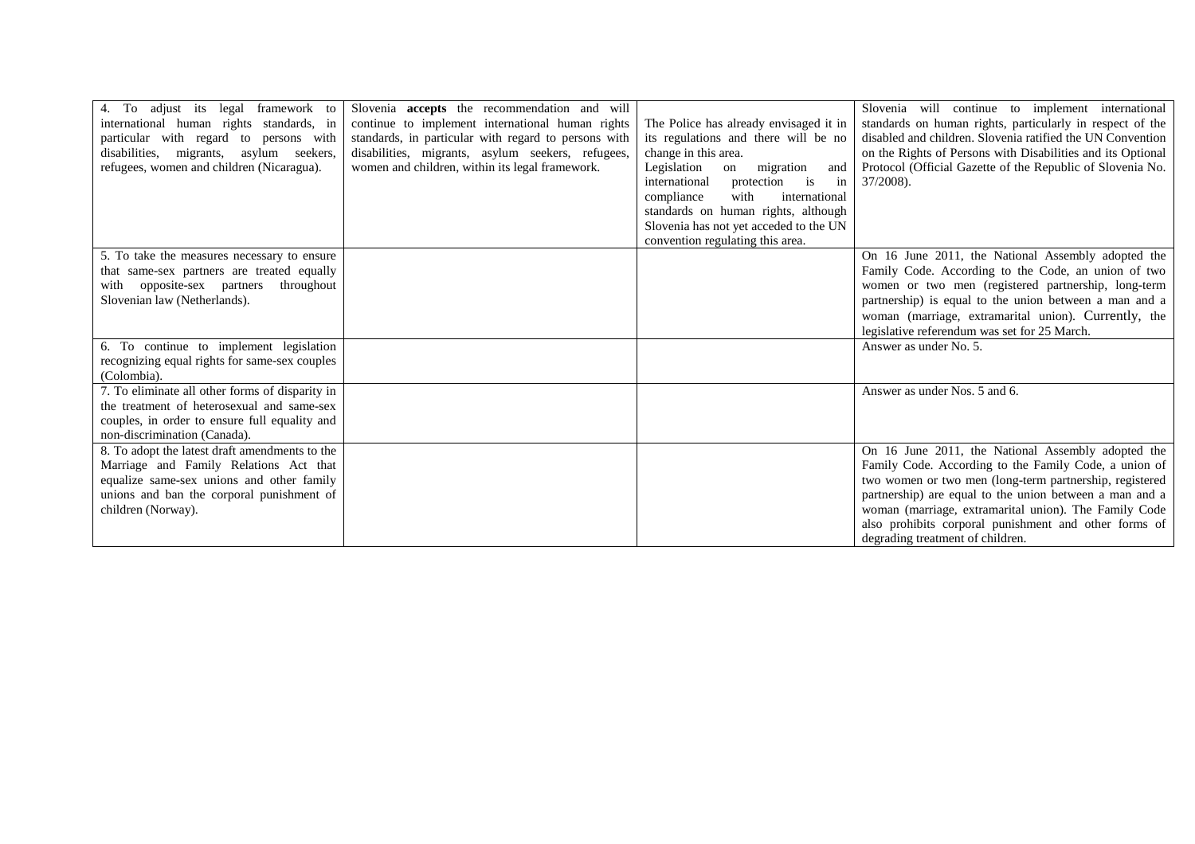| | | | |
|---|---|---|---|
| 4. To adjust its legal framework to international human rights standards, in particular with regard to persons with disabilities, migrants, asylum seekers, refugees, women and children (Nicaragua). | Slovenia **accepts** the recommendation and will continue to implement international human rights standards, in particular with regard to persons with disabilities, migrants, asylum seekers, refugees, women and children, within its legal framework. | The Police has already envisaged it in its regulations and there will be no change in this area. Legislation on migration and international protection is in compliance with international standards on human rights, although Slovenia has not yet acceded to the UN convention regulating this area. | Slovenia will continue to implement international standards on human rights, particularly in respect of the disabled and children. Slovenia ratified the UN Convention on the Rights of Persons with Disabilities and its Optional Protocol (Official Gazette of the Republic of Slovenia No. 37/2008). |
| 5. To take the measures necessary to ensure that same-sex partners are treated equally with opposite-sex partners throughout Slovenian law (Netherlands). | | | On 16 June 2011, the National Assembly adopted the Family Code. According to the Code, an union of two women or two men (registered partnership, long-term partnership) is equal to the union between a man and a woman (marriage, extramarital union). Currently, the legislative referendum was set for 25 March. |
| 6. To continue to implement legislation recognizing equal rights for same-sex couples (Colombia). | | | Answer as under No. 5. |
| 7. To eliminate all other forms of disparity in the treatment of heterosexual and same-sex couples, in order to ensure full equality and non-discrimination (Canada). | | | Answer as under Nos. 5 and 6. |
| 8. To adopt the latest draft amendments to the Marriage and Family Relations Act that equalize same-sex unions and other family unions and ban the corporal punishment of children (Norway). | | | On 16 June 2011, the National Assembly adopted the Family Code. According to the Family Code, a union of two women or two men (long-term partnership, registered partnership) are equal to the union between a man and a woman (marriage, extramarital union). The Family Code also prohibits corporal punishment and other forms of degrading treatment of children. |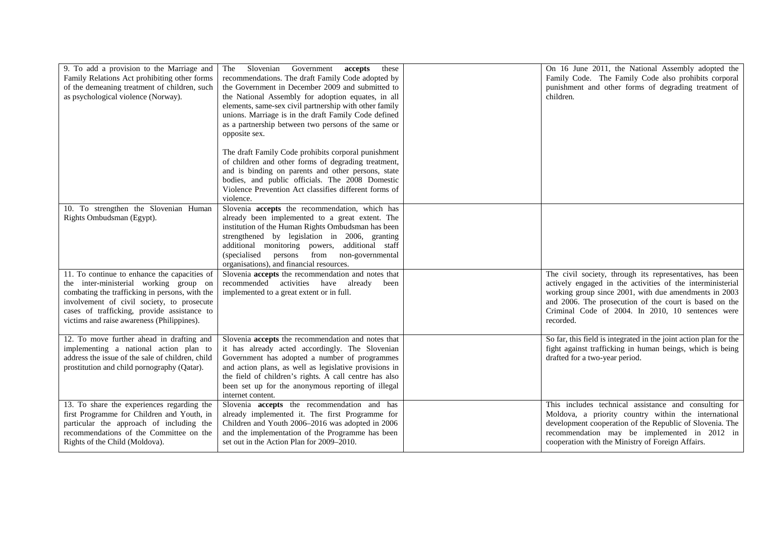| | | | |
|---|---|---|---|
| 9. To add a provision to the Marriage and Family Relations Act prohibiting other forms of the demeaning treatment of children, such as psychological violence (Norway). | The Slovenian Government **accepts** these recommendations. The draft Family Code adopted by the Government in December 2009 and submitted to the National Assembly for adoption equates, in all elements, same-sex civil partnership with other family unions. Marriage is in the draft Family Code defined as a partnership between two persons of the same or opposite sex.<br><br>The draft Family Code prohibits corporal punishment of children and other forms of degrading treatment, and is binding on parents and other persons, state bodies, and public officials. The 2008 Domestic Violence Prevention Act classifies different forms of violence. | | On 16 June 2011, the National Assembly adopted the Family Code. The Family Code also prohibits corporal punishment and other forms of degrading treatment of children. |
| 10. To strengthen the Slovenian Human Rights Ombudsman (Egypt). | Slovenia **accepts** the recommendation, which has already been implemented to a great extent. The institution of the Human Rights Ombudsman has been strengthened by legislation in 2006, granting additional monitoring powers, additional staff (specialised persons from non-governmental organisations), and financial resources. | | |
| 11. To continue to enhance the capacities of the inter-ministerial working group on combating the trafficking in persons, with the involvement of civil society, to prosecute cases of trafficking, provide assistance to victims and raise awareness (Philippines). | Slovenia **accepts** the recommendation and notes that recommended activities have already been implemented to a great extent or in full. | | The civil society, through its representatives, has been actively engaged in the activities of the interministerial working group since 2001, with due amendments in 2003 and 2006. The prosecution of the court is based on the Criminal Code of 2004. In 2010, 10 sentences were recorded. |
| 12. To move further ahead in drafting and implementing a national action plan to address the issue of the sale of children, child prostitution and child pornography (Qatar). | Slovenia **accepts** the recommendation and notes that it has already acted accordingly. The Slovenian Government has adopted a number of programmes and action plans, as well as legislative provisions in the field of children's rights. A call centre has also been set up for the anonymous reporting of illegal internet content. | | So far, this field is integrated in the joint action plan for the fight against trafficking in human beings, which is being drafted for a two-year period. |
| 13. To share the experiences regarding the first Programme for Children and Youth, in particular the approach of including the recommendations of the Committee on the Rights of the Child (Moldova). | Slovenia **accepts** the recommendation and has already implemented it. The first Programme for Children and Youth 2006–2016 was adopted in 2006 and the implementation of the Programme has been set out in the Action Plan for 2009–2010. | | This includes technical assistance and consulting for Moldova, a priority country within the international development cooperation of the Republic of Slovenia. The recommendation may be implemented in 2012 in cooperation with the Ministry of Foreign Affairs. |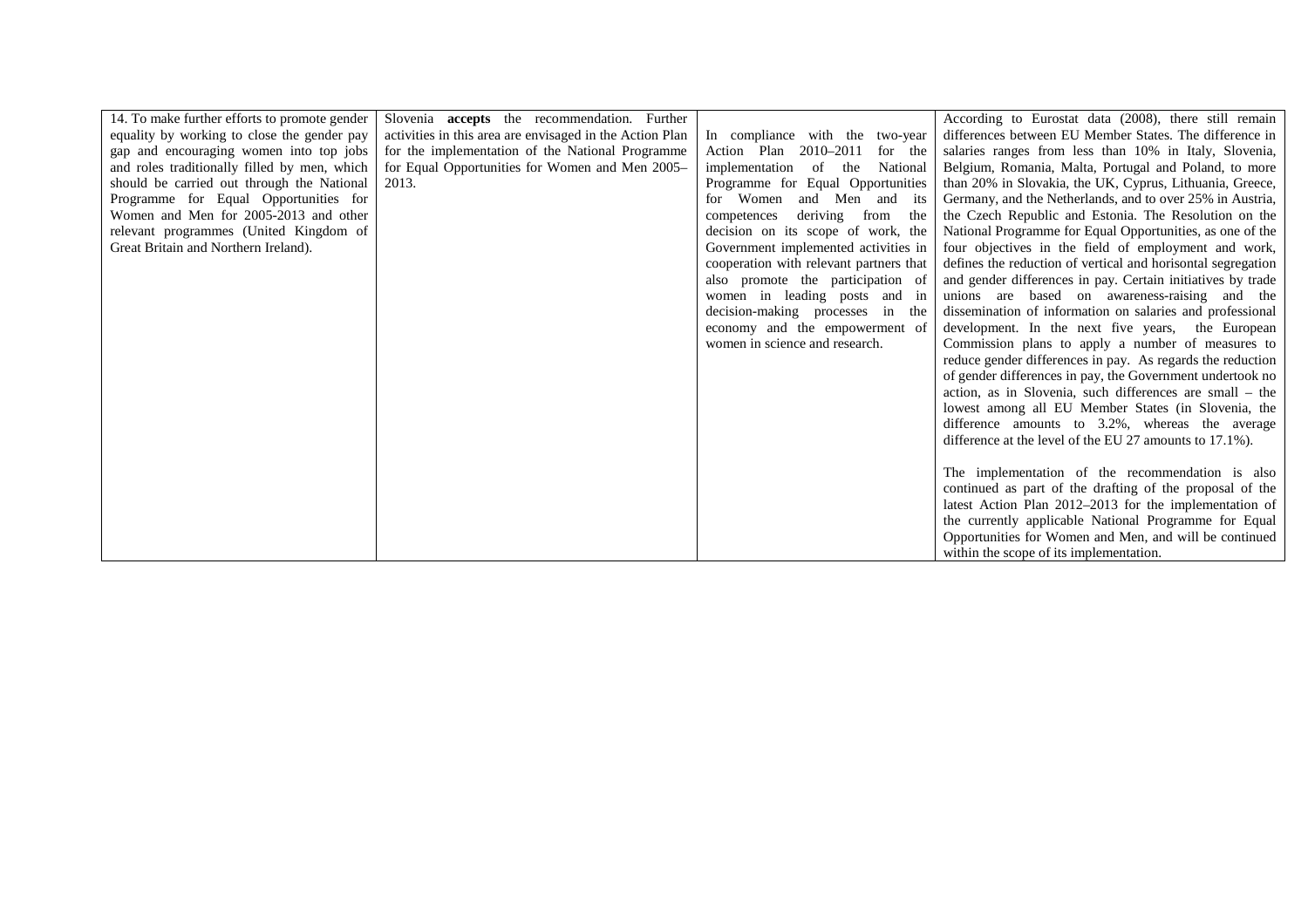| 14. To make further efforts to promote gender equality by working to close the gender pay gap and encouraging women into top jobs and roles traditionally filled by men, which should be carried out through the National Programme for Equal Opportunities for Women and Men for 2005-2013 and other relevant programmes (United Kingdom of Great Britain and Northern Ireland). | Slovenia **accepts** the recommendation. Further activities in this area are envisaged in the Action Plan for the implementation of the National Programme for Equal Opportunities for Women and Men 2005–2013. | In compliance with the two-year Action Plan 2010–2011 for the implementation of the National Programme for Equal Opportunities for Women and Men and its competences deriving from the decision on its scope of work, the Government implemented activities in cooperation with relevant partners that also promote the participation of women in leading posts and in decision-making processes in the economy and the empowerment of women in science and research. | According to Eurostat data (2008), there still remain differences between EU Member States. The difference in salaries ranges from less than 10% in Italy, Slovenia, Belgium, Romania, Malta, Portugal and Poland, to more than 20% in Slovakia, the UK, Cyprus, Lithuania, Greece, Germany, and the Netherlands, and to over 25% in Austria, the Czech Republic and Estonia. The Resolution on the National Programme for Equal Opportunities, as one of the four objectives in the field of employment and work, defines the reduction of vertical and horisontal segregation and gender differences in pay. Certain initiatives by trade unions are based on awareness-raising and the dissemination of information on salaries and professional development. In the next five years, the European Commission plans to apply a number of measures to reduce gender differences in pay. As regards the reduction of gender differences in pay, the Government undertook no action, as in Slovenia, such differences are small – the lowest among all EU Member States (in Slovenia, the difference amounts to 3.2%, whereas the average difference at the level of the EU 27 amounts to 17.1%).<br><br>The implementation of the recommendation is also continued as part of the drafting of the proposal of the latest Action Plan 2012–2013 for the implementation of the currently applicable National Programme for Equal Opportunities for Women and Men, and will be continued within the scope of its implementation. |
| --- | --- | --- | --- |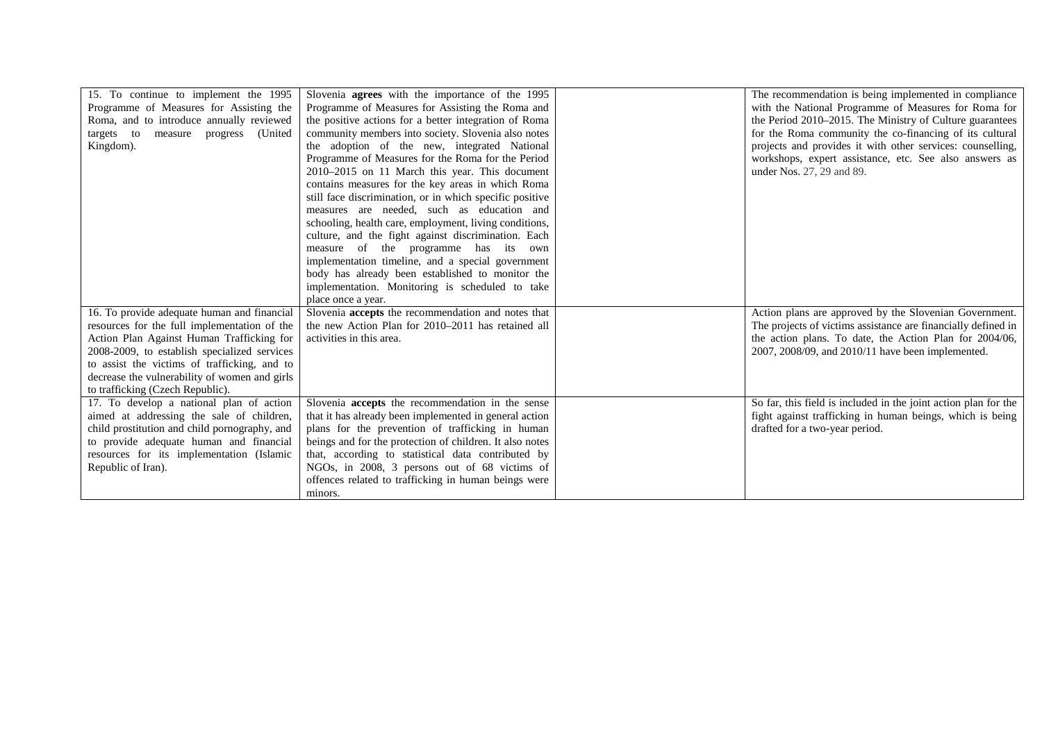| | | | |
|---|---|---|---|
| 15. To continue to implement the 1995 Programme of Measures for Assisting the Roma, and to introduce annually reviewed targets to measure progress (United Kingdom). | Slovenia **agrees** with the importance of the 1995 Programme of Measures for Assisting the Roma and the positive actions for a better integration of Roma community members into society. Slovenia also notes the adoption of the new, integrated National Programme of Measures for the Roma for the Period 2010–2015 on 11 March this year. This document contains measures for the key areas in which Roma still face discrimination, or in which specific positive measures are needed, such as education and schooling, health care, employment, living conditions, culture, and the fight against discrimination. Each measure of the programme has its own implementation timeline, and a special government body has already been established to monitor the implementation. Monitoring is scheduled to take place once a year. | | The recommendation is being implemented in compliance with the National Programme of Measures for Roma for the Period 2010–2015. The Ministry of Culture guarantees for the Roma community the co-financing of its cultural projects and provides it with other services: counselling, workshops, expert assistance, etc. See also answers as under Nos. 27, 29 and 89. |
| 16. To provide adequate human and financial resources for the full implementation of the Action Plan Against Human Trafficking for 2008-2009, to establish specialized services to assist the victims of trafficking, and to decrease the vulnerability of women and girls to trafficking (Czech Republic). | Slovenia **accepts** the recommendation and notes that the new Action Plan for 2010–2011 has retained all activities in this area. | | Action plans are approved by the Slovenian Government. The projects of victims assistance are financially defined in the action plans. To date, the Action Plan for 2004/06, 2007, 2008/09, and 2010/11 have been implemented. |
| 17. To develop a national plan of action aimed at addressing the sale of children, child prostitution and child pornography, and to provide adequate human and financial resources for its implementation (Islamic Republic of Iran). | Slovenia **accepts** the recommendation in the sense that it has already been implemented in general action plans for the prevention of trafficking in human beings and for the protection of children. It also notes that, according to statistical data contributed by NGOs, in 2008, 3 persons out of 68 victims of offences related to trafficking in human beings were minors. | | So far, this field is included in the joint action plan for the fight against trafficking in human beings, which is being drafted for a two-year period. |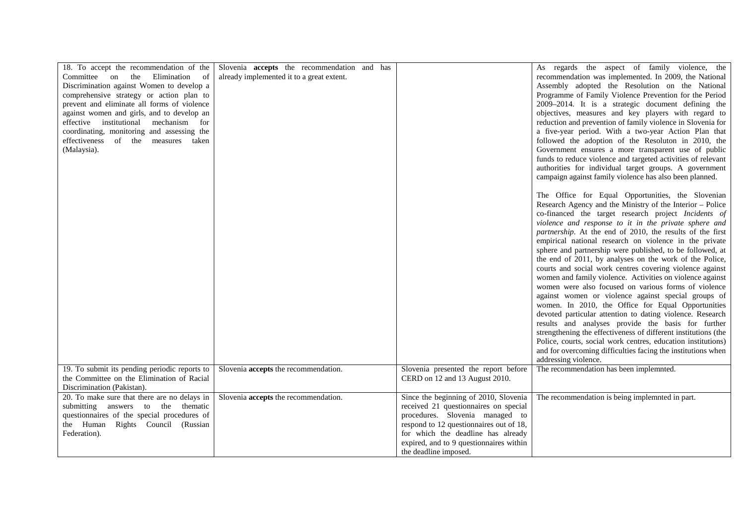| | | | |
|---|---|---|---|
| 18. To accept the recommendation of the Committee on the Elimination of Discrimination against Women to develop a comprehensive strategy or action plan to prevent and eliminate all forms of violence against women and girls, and to develop an effective institutional mechanism for coordinating, monitoring and assessing the effectiveness of the measures taken (Malaysia). | Slovenia **accepts** the recommendation and has already implemented it to a great extent. | | As regards the aspect of family violence, the recommendation was implemented. In 2009, the National Assembly adopted the Resolution on the National Programme of Family Violence Prevention for the Period 2009–2014. It is a strategic document defining the objectives, measures and key players with regard to reduction and prevention of family violence in Slovenia for a five-year period. With a two-year Action Plan that followed the adoption of the Resoluton in 2010, the Government ensures a more transparent use of public funds to reduce violence and targeted activities of relevant authorities for individual target groups. A government campaign against family violence has also been planned.<br><br>The Office for Equal Opportunities, the Slovenian Research Agency and the Ministry of the Interior – Police co-financed the target research project *Incidents of violence and response to it in the private sphere and partnership*. At the end of 2010, the results of the first empirical national research on violence in the private sphere and partnership were published, to be followed, at the end of 2011, by analyses on the work of the Police, courts and social work centres covering violence against women and family violence. Activities on violence against women were also focused on various forms of violence against women or violence against special groups of women. In 2010, the Office for Equal Opportunities devoted particular attention to dating violence. Research results and analyses provide the basis for further strengthening the effectiveness of different institutions (the Police, courts, social work centres, education institutions) and for overcoming difficulties facing the institutions when addressing violence. |
| 19. To submit its pending periodic reports to the Committee on the Elimination of Racial Discrimination (Pakistan). | Slovenia **accepts** the recommendation. | Slovenia presented the report before CERD on 12 and 13 August 2010. | The recommendation has been implemnted. |
| 20. To make sure that there are no delays in submitting answers to the thematic questionnaires of the special procedures of the Human Rights Council (Russian Federation). | Slovenia **accepts** the recommendation. | Since the beginning of 2010, Slovenia received 21 questionnaires on special procedures. Slovenia managed to respond to 12 questionnaires out of 18, for which the deadline has already expired, and to 9 questionnaires within the deadline imposed. | The recommendation is being implemnted in part. |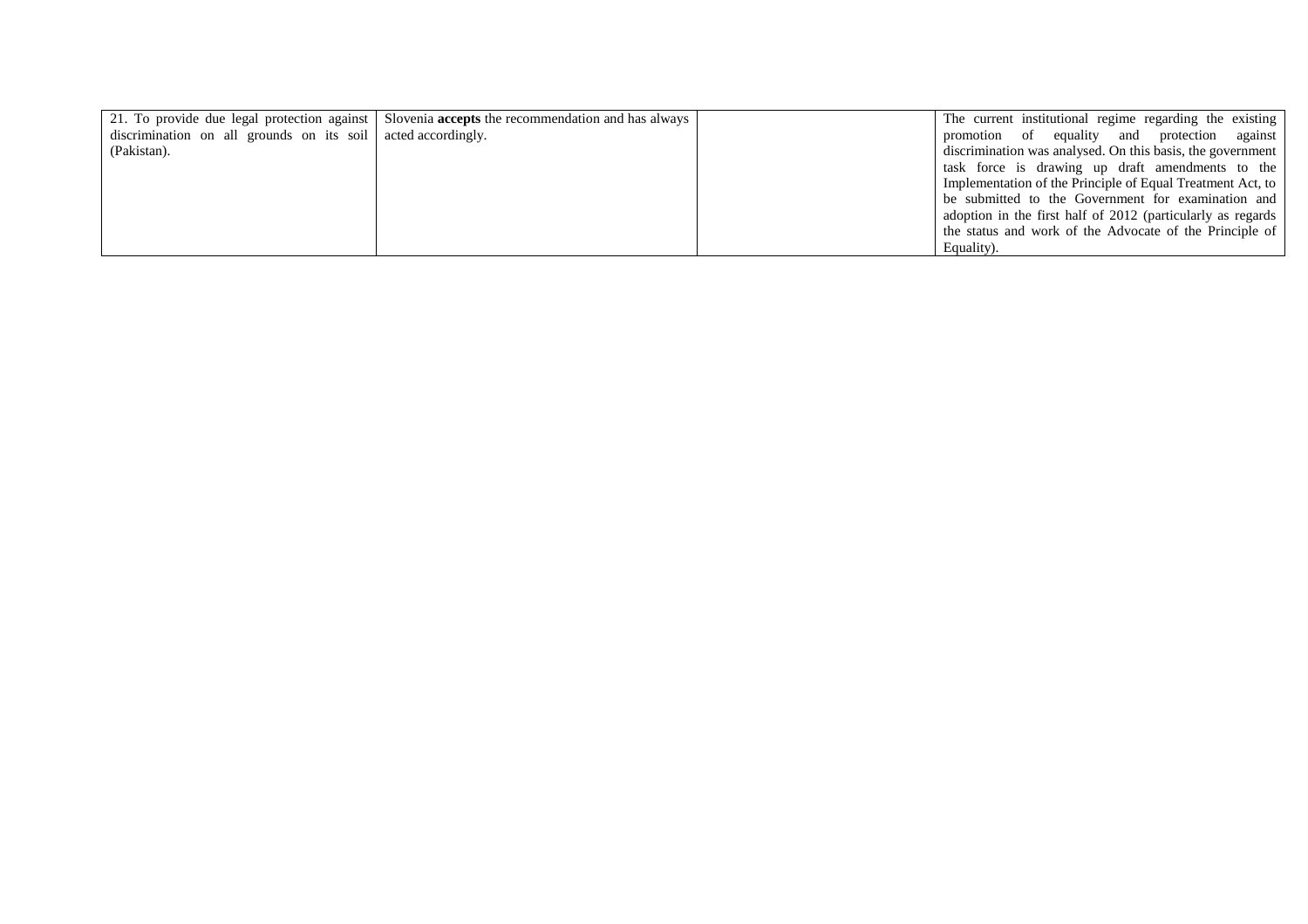| | | | |
|---|---|---|---|
| 21. To provide due legal protection against discrimination on all grounds on its soil (Pakistan). | Slovenia **accepts** the recommendation and has always acted accordingly. | | The current institutional regime regarding the existing promotion of equality and protection against discrimination was analysed. On this basis, the government task force is drawing up draft amendments to the Implementation of the Principle of Equal Treatment Act, to be submitted to the Government for examination and adoption in the first half of 2012 (particularly as regards the status and work of the Advocate of the Principle of Equality). |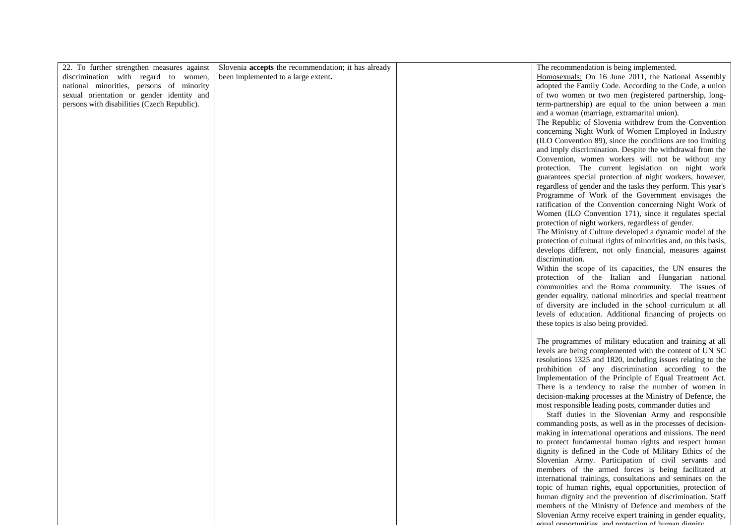| | | | |
|---|---|---|---|
| 22. To further strengthen measures against discrimination with regard to women, national minorities, persons of minority sexual orientation or gender identity and persons with disabilities (Czech Republic). | Slovenia **accepts** the recommendation; it has already been implemented to a large extent**.** | | The recommendation is being implemented.<br>Homosexuals: On 16 June 2011, the National Assembly adopted the Family Code. According to the Code, a union of two women or two men (registered partnership, long-term-partnership) are equal to the union between a man and a woman (marriage, extramarital union).<br>The Republic of Slovenia withdrew from the Convention concerning Night Work of Women Employed in Industry (ILO Convention 89), since the conditions are too limiting and imply discrimination. Despite the withdrawal from the Convention, women workers will not be without any protection. The current legislation on night work guarantees special protection of night workers, however, regardless of gender and the tasks they perform. This year's Programme of Work of the Government envisages the ratification of the Convention concerning Night Work of Women (ILO Convention 171), since it regulates special protection of night workers, regardless of gender.<br>The Ministry of Culture developed a dynamic model of the protection of cultural rights of minorities and, on this basis, develops different, not only financial, measures against discrimination.<br>Within the scope of its capacities, the UN ensures the protection of the Italian and Hungarian national communities and the Roma community. The issues of gender equality, national minorities and special treatment of diversity are included in the school curriculum at all levels of education. Additional financing of projects on these topics is also being provided.<br><br>The programmes of military education and training at all levels are being complemented with the content of UN SC resolutions 1325 and 1820, including issues relating to the prohibition of any discrimination according to the Implementation of the Principle of Equal Treatment Act. There is a tendency to raise the number of women in decision-making processes at the Ministry of Defence, the most responsible leading posts, commander duties and<br>Staff duties in the Slovenian Army and responsible commanding posts, as well as in the processes of decision-making in international operations and missions. The need to protect fundamental human rights and respect human dignity is defined in the Code of Military Ethics of the Slovenian Army. Participation of civil servants and members of the armed forces is being facilitated at international trainings, consultations and seminars on the topic of human rights, equal opportunities, protection of human dignity and the prevention of discrimination. Staff members of the Ministry of Defence and members of the Slovenian Army receive expert training in gender equality, equal opportunities, and protection of human dignity. |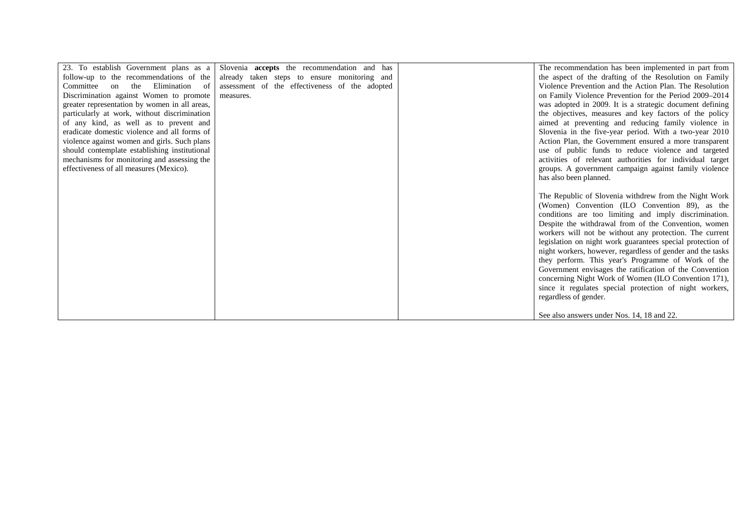| | | | |
|---|---|---|---|
| 23. To establish Government plans as a follow-up to the recommendations of the Committee on the Elimination of Discrimination against Women to promote greater representation by women in all areas, particularly at work, without discrimination of any kind, as well as to prevent and eradicate domestic violence and all forms of violence against women and girls. Such plans should contemplate establishing institutional mechanisms for monitoring and assessing the effectiveness of all measures (Mexico). | Slovenia **accepts** the recommendation and has already taken steps to ensure monitoring and assessment of the effectiveness of the adopted measures. | | The recommendation has been implemented in part from the aspect of the drafting of the Resolution on Family Violence Prevention and the Action Plan. The Resolution on Family Violence Prevention for the Period 2009–2014 was adopted in 2009. It is a strategic document defining the objectives, measures and key factors of the policy aimed at preventing and reducing family violence in Slovenia in the five-year period. With a two-year 2010 Action Plan, the Government ensured a more transparent use of public funds to reduce violence and targeted activities of relevant authorities for individual target groups. A government campaign against family violence has also been planned.<br><br>The Republic of Slovenia withdrew from the Night Work (Women) Convention (ILO Convention 89), as the conditions are too limiting and imply discrimination. Despite the withdrawal from of the Convention, women workers will not be without any protection. The current legislation on night work guarantees special protection of night workers, however, regardless of gender and the tasks they perform. This year's Programme of Work of the Government envisages the ratification of the Convention concerning Night Work of Women (ILO Convention 171), since it regulates special protection of night workers, regardless of gender.<br><br>See also answers under Nos. 14, 18 and 22. |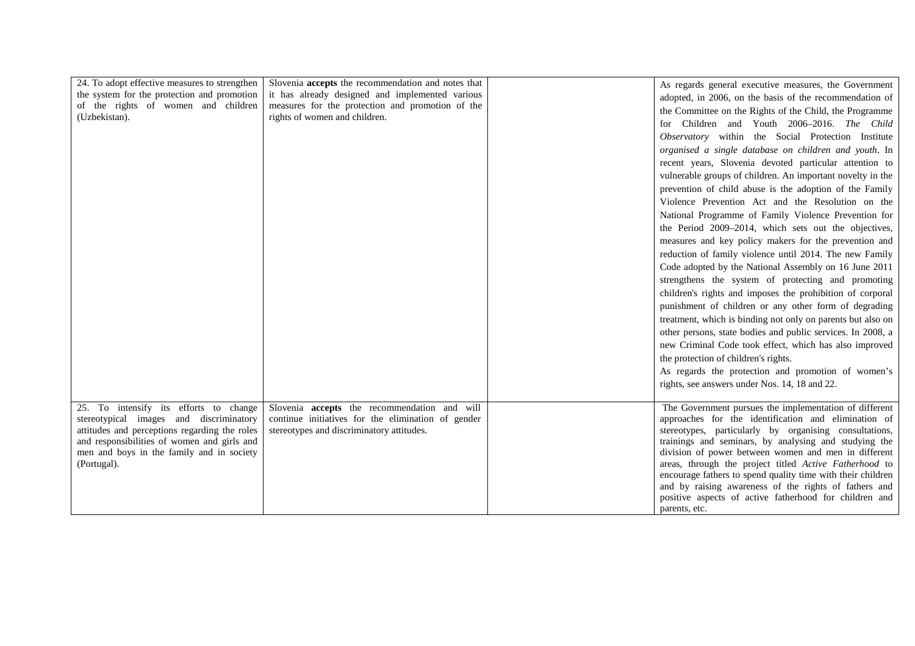| | | | |
|---|---|---|---|
| 24. To adopt effective measures to strengthen the system for the protection and promotion of the rights of women and children (Uzbekistan). | Slovenia **accepts** the recommendation and notes that it has already designed and implemented various measures for the protection and promotion of the rights of women and children. | | As regards general executive measures, the Government adopted, in 2006, on the basis of the recommendation of the Committee on the Rights of the Child, the Programme for Children and Youth 2006–2016. *The Child Observatory* within the Social Protection Institute *organised a single database on children and youth*. In recent years, Slovenia devoted particular attention to vulnerable groups of children. An important novelty in the prevention of child abuse is the adoption of the Family Violence Prevention Act and the Resolution on the National Programme of Family Violence Prevention for the Period 2009–2014, which sets out the objectives, measures and key policy makers for the prevention and reduction of family violence until 2014. The new Family Code adopted by the National Assembly on 16 June 2011 strengthens the system of protecting and promoting children's rights and imposes the prohibition of corporal punishment of children or any other form of degrading treatment, which is binding not only on parents but also on other persons, state bodies and public services. In 2008, a new Criminal Code took effect, which has also improved the protection of children's rights.<br>As regards the protection and promotion of women's rights, see answers under Nos. 14, 18 and 22. |
| 25. To intensify its efforts to change stereotypical images and discriminatory attitudes and perceptions regarding the roles and responsibilities of women and girls and men and boys in the family and in society (Portugal). | Slovenia **accepts** the recommendation and will continue initiatives for the elimination of gender stereotypes and discriminatory attitudes. | | The Government pursues the implementation of different approaches for the identification and elimination of stereotypes, particularly by organising consultations, trainings and seminars, by analysing and studying the division of power between women and men in different areas, through the project titled *Active Fatherhood* to encourage fathers to spend quality time with their children and by raising awareness of the rights of fathers and positive aspects of active fatherhood for children and parents, etc. |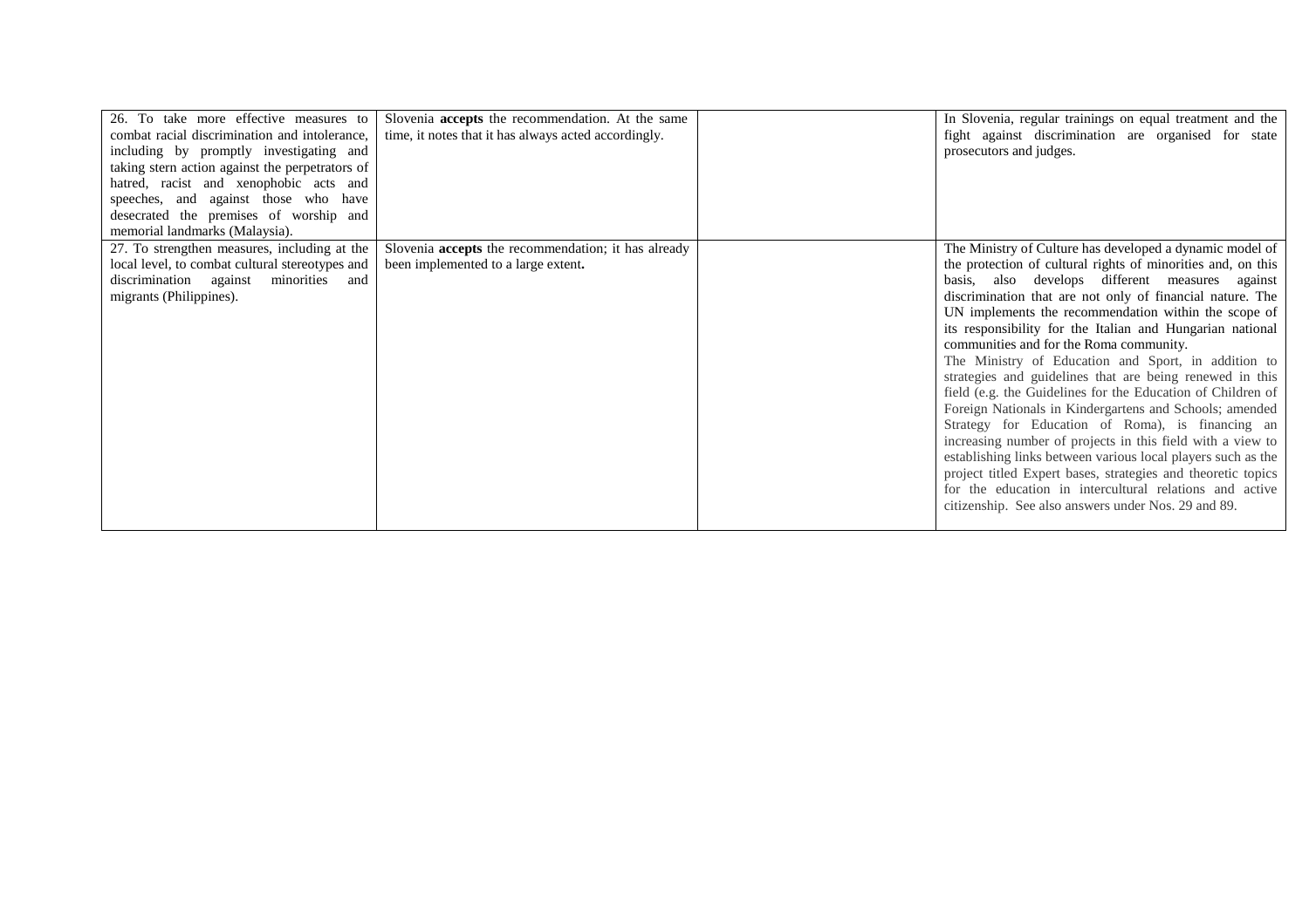| | | | |
|---|---|---|---|
| 26. To take more effective measures to combat racial discrimination and intolerance, including by promptly investigating and taking stern action against the perpetrators of hatred, racist and xenophobic acts and speeches, and against those who have desecrated the premises of worship and memorial landmarks (Malaysia). | Slovenia **accepts** the recommendation. At the same time, it notes that it has always acted accordingly. | | In Slovenia, regular trainings on equal treatment and the fight against discrimination are organised for state prosecutors and judges. |
| 27. To strengthen measures, including at the local level, to combat cultural stereotypes and discrimination against minorities and migrants (Philippines). | Slovenia **accepts** the recommendation; it has already been implemented to a large extent**.** | | The Ministry of Culture has developed a dynamic model of the protection of cultural rights of minorities and, on this basis, also develops different measures against discrimination that are not only of financial nature. The UN implements the recommendation within the scope of its responsibility for the Italian and Hungarian national communities and for the Roma community. The Ministry of Education and Sport, in addition to strategies and guidelines that are being renewed in this field (e.g. the Guidelines for the Education of Children of Foreign Nationals in Kindergartens and Schools; amended Strategy for Education of Roma), is financing an increasing number of projects in this field with a view to establishing links between various local players such as the project titled Expert bases, strategies and theoretic topics for the education in intercultural relations and active citizenship. See also answers under Nos. 29 and 89. |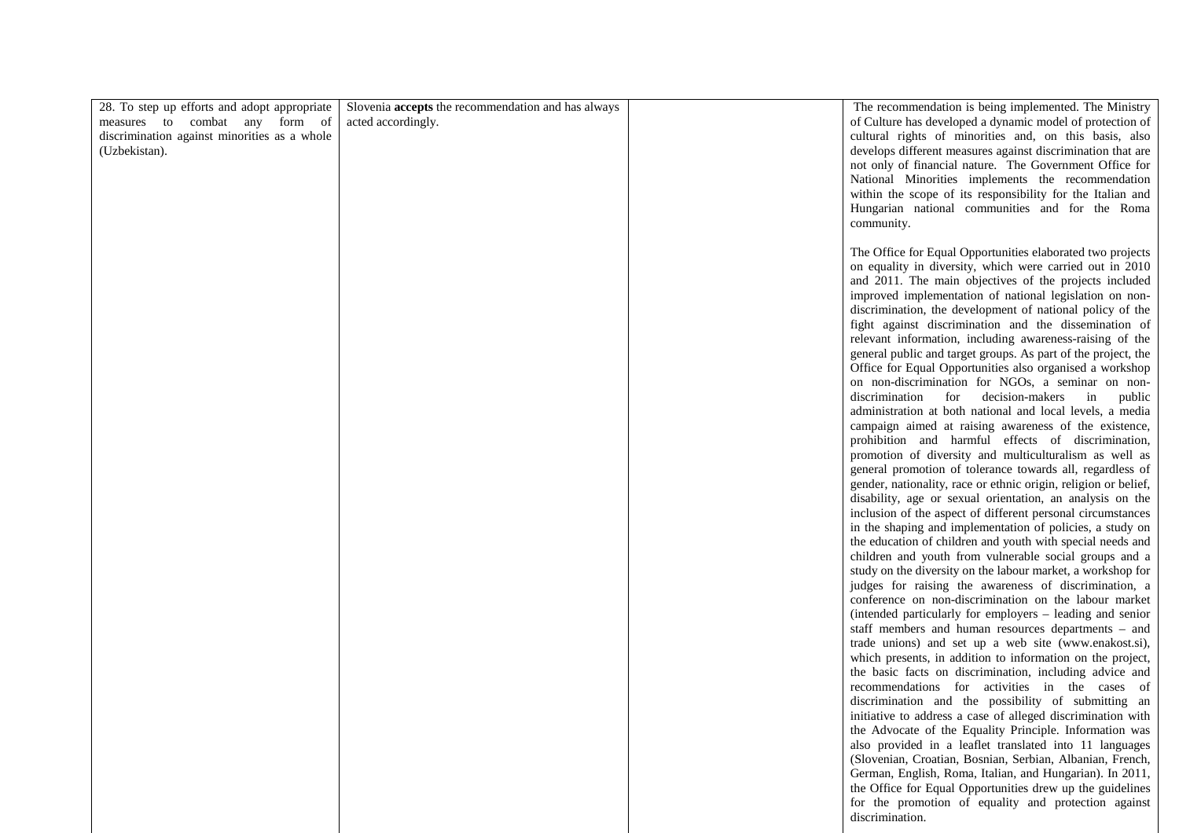| | | | |
|---|---|---|---|
| 28. To step up efforts and adopt appropriate measures to combat any form of discrimination against minorities as a whole (Uzbekistan). | Slovenia **accepts** the recommendation and has always acted accordingly. | | The recommendation is being implemented. The Ministry of Culture has developed a dynamic model of protection of cultural rights of minorities and, on this basis, also develops different measures against discrimination that are not only of financial nature. The Government Office for National Minorities implements the recommendation within the scope of its responsibility for the Italian and Hungarian national communities and for the Roma community.<br><br>The Office for Equal Opportunities elaborated two projects on equality in diversity, which were carried out in 2010 and 2011. The main objectives of the projects included improved implementation of national legislation on non-discrimination, the development of national policy of the fight against discrimination and the dissemination of relevant information, including awareness-raising of the general public and target groups. As part of the project, the Office for Equal Opportunities also organised a workshop on non-discrimination for NGOs, a seminar on non-discrimination for decision-makers in public administration at both national and local levels, a media campaign aimed at raising awareness of the existence, prohibition and harmful effects of discrimination, promotion of diversity and multiculturalism as well as general promotion of tolerance towards all, regardless of gender, nationality, race or ethnic origin, religion or belief, disability, age or sexual orientation, an analysis on the inclusion of the aspect of different personal circumstances in the shaping and implementation of policies, a study on the education of children and youth with special needs and children and youth from vulnerable social groups and a study on the diversity on the labour market, a workshop for judges for raising the awareness of discrimination, a conference on non-discrimination on the labour market (intended particularly for employers – leading and senior staff members and human resources departments – and trade unions) and set up a web site (www.enakost.si), which presents, in addition to information on the project, the basic facts on discrimination, including advice and recommendations for activities in the cases of discrimination and the possibility of submitting an initiative to address a case of alleged discrimination with the Advocate of the Equality Principle. Information was also provided in a leaflet translated into 11 languages (Slovenian, Croatian, Bosnian, Serbian, Albanian, French, German, English, Roma, Italian, and Hungarian). In 2011, the Office for Equal Opportunities drew up the guidelines for the promotion of equality and protection against discrimination. |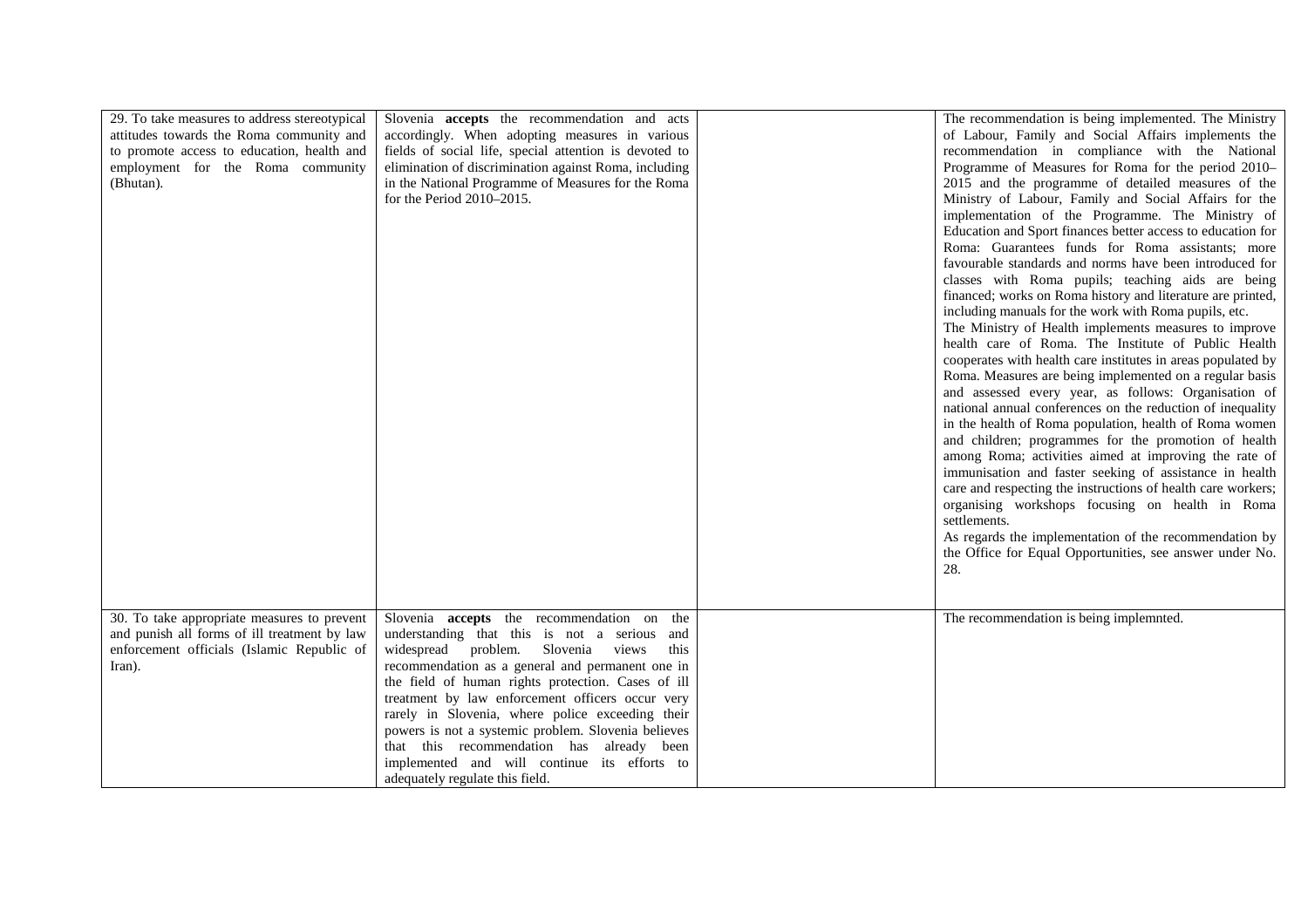| | | | |
|---|---|---|---|
| 29. To take measures to address stereotypical attitudes towards the Roma community and to promote access to education, health and employment for the Roma community (Bhutan). | Slovenia **accepts** the recommendation and acts accordingly. When adopting measures in various fields of social life, special attention is devoted to elimination of discrimination against Roma, including in the National Programme of Measures for the Roma for the Period 2010–2015. | | The recommendation is being implemented. The Ministry of Labour, Family and Social Affairs implements the recommendation in compliance with the National Programme of Measures for Roma for the period 2010–2015 and the programme of detailed measures of the Ministry of Labour, Family and Social Affairs for the implementation of the Programme. The Ministry of Education and Sport finances better access to education for Roma: Guarantees funds for Roma assistants; more favourable standards and norms have been introduced for classes with Roma pupils; teaching aids are being financed; works on Roma history and literature are printed, including manuals for the work with Roma pupils, etc.<br>The Ministry of Health implements measures to improve health care of Roma. The Institute of Public Health cooperates with health care institutes in areas populated by Roma. Measures are being implemented on a regular basis and assessed every year, as follows: Organisation of national annual conferences on the reduction of inequality in the health of Roma population, health of Roma women and children; programmes for the promotion of health among Roma; activities aimed at improving the rate of immunisation and faster seeking of assistance in health care and respecting the instructions of health care workers; organising workshops focusing on health in Roma settlements.<br>As regards the implementation of the recommendation by the Office for Equal Opportunities, see answer under No. 28. |
| 30. To take appropriate measures to prevent and punish all forms of ill treatment by law enforcement officials (Islamic Republic of Iran). | Slovenia **accepts** the recommendation on the understanding that this is not a serious and widespread problem. Slovenia views this recommendation as a general and permanent one in the field of human rights protection. Cases of ill treatment by law enforcement officers occur very rarely in Slovenia, where police exceeding their powers is not a systemic problem. Slovenia believes that this recommendation has already been implemented and will continue its efforts to adequately regulate this field. | | The recommendation is being implemnted. |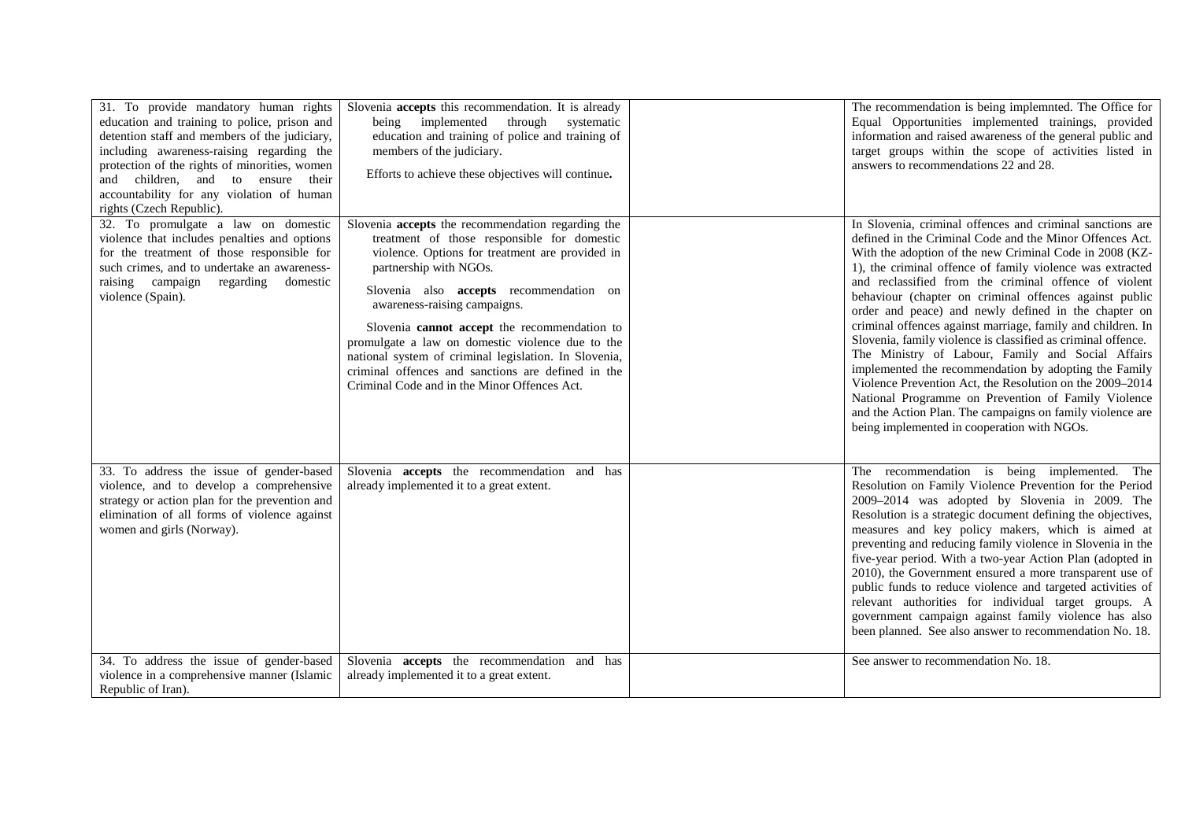| | | | |
|---|---|---|---|
| 31. To provide mandatory human rights education and training to police, prison and detention staff and members of the judiciary, including awareness-raising regarding the protection of the rights of minorities, women and children, and to ensure their accountability for any violation of human rights (Czech Republic). | Slovenia **accepts** this recommendation. It is already being implemented through systematic education and training of police and training of members of the judiciary.<br><br>Efforts to achieve these objectives will continue**.** | | The recommendation is being implemnted. The Office for Equal Opportunities implemented trainings, provided information and raised awareness of the general public and target groups within the scope of activities listed in answers to recommendations 22 and 28. |
| 32. To promulgate a law on domestic violence that includes penalties and options for the treatment of those responsible for such crimes, and to undertake an awareness-raising campaign regarding domestic violence (Spain). | Slovenia **accepts** the recommendation regarding the treatment of those responsible for domestic violence. Options for treatment are provided in partnership with NGOs.<br><br>Slovenia also **accepts** recommendation on awareness-raising campaigns.<br><br>Slovenia **cannot accept** the recommendation to promulgate a law on domestic violence due to the national system of criminal legislation. In Slovenia, criminal offences and sanctions are defined in the Criminal Code and in the Minor Offences Act. | | In Slovenia, criminal offences and criminal sanctions are defined in the Criminal Code and the Minor Offences Act. With the adoption of the new Criminal Code in 2008 (KZ-1), the criminal offence of family violence was extracted and reclassified from the criminal offence of violent behaviour (chapter on criminal offences against public order and peace) and newly defined in the chapter on criminal offences against marriage, family and children. In Slovenia, family violence is classified as criminal offence. The Ministry of Labour, Family and Social Affairs implemented the recommendation by adopting the Family Violence Prevention Act, the Resolution on the 2009–2014 National Programme on Prevention of Family Violence and the Action Plan. The campaigns on family violence are being implemented in cooperation with NGOs. |
| 33. To address the issue of gender-based violence, and to develop a comprehensive strategy or action plan for the prevention and elimination of all forms of violence against women and girls (Norway). | Slovenia **accepts** the recommendation and has already implemented it to a great extent. | | The recommendation is being implemented. The Resolution on Family Violence Prevention for the Period 2009–2014 was adopted by Slovenia in 2009. The Resolution is a strategic document defining the objectives, measures and key policy makers, which is aimed at preventing and reducing family violence in Slovenia in the five-year period. With a two-year Action Plan (adopted in 2010), the Government ensured a more transparent use of public funds to reduce violence and targeted activities of relevant authorities for individual target groups. A government campaign against family violence has also been planned. See also answer to recommendation No. 18. |
| 34. To address the issue of gender-based violence in a comprehensive manner (Islamic Republic of Iran). | Slovenia **accepts** the recommendation and has already implemented it to a great extent. | | See answer to recommendation No. 18. |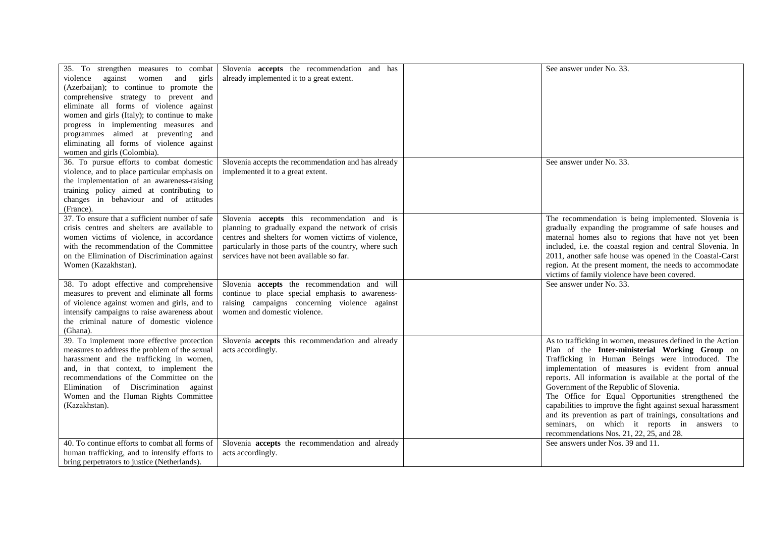| | | | |
|---|---|---|---|
| 35. To strengthen measures to combat violence against women and girls (Azerbaijan); to continue to promote the comprehensive strategy to prevent and eliminate all forms of violence against women and girls (Italy); to continue to make progress in implementing measures and programmes aimed at preventing and eliminating all forms of violence against women and girls (Colombia). | Slovenia **accepts** the recommendation and has already implemented it to a great extent. | | See answer under No. 33. |
| 36. To pursue efforts to combat domestic violence, and to place particular emphasis on the implementation of an awareness-raising training policy aimed at contributing to changes in behaviour and of attitudes (France). | Slovenia accepts the recommendation and has already implemented it to a great extent. | | See answer under No. 33. |
| 37. To ensure that a sufficient number of safe crisis centres and shelters are available to women victims of violence, in accordance with the recommendation of the Committee on the Elimination of Discrimination against Women (Kazakhstan). | Slovenia **accepts** this recommendation and is planning to gradually expand the network of crisis centres and shelters for women victims of violence, particularly in those parts of the country, where such services have not been available so far. | | The recommendation is being implemented. Slovenia is gradually expanding the programme of safe houses and maternal homes also to regions that have not yet been included, i.e. the coastal region and central Slovenia. In 2011, another safe house was opened in the Coastal-Carst region. At the present moment, the needs to accommodate victims of family violence have been covered. |
| 38. To adopt effective and comprehensive measures to prevent and eliminate all forms of violence against women and girls, and to intensify campaigns to raise awareness about the criminal nature of domestic violence (Ghana). | Slovenia **accepts** the recommendation and will continue to place special emphasis to awareness-raising campaigns concerning violence against women and domestic violence. | | See answer under No. 33. |
| 39. To implement more effective protection measures to address the problem of the sexual harassment and the trafficking in women, and, in that context, to implement the recommendations of the Committee on the Elimination of Discrimination against Women and the Human Rights Committee (Kazakhstan). | Slovenia **accepts** this recommendation and already acts accordingly. | | As to trafficking in women, measures defined in the Action Plan of the **Inter-ministerial Working Group** on Trafficking in Human Beings were introduced. The implementation of measures is evident from annual reports. All information is available at the portal of the Government of the Republic of Slovenia.<br>The Office for Equal Opportunities strengthened the capabilities to improve the fight against sexual harassment and its prevention as part of trainings, consultations and seminars, on which it reports in answers to recommendations Nos. 21, 22, 25, and 28. |
| 40. To continue efforts to combat all forms of human trafficking, and to intensify efforts to bring perpetrators to justice (Netherlands). | Slovenia **accepts** the recommendation and already acts accordingly. | | See answers under Nos. 39 and 11. |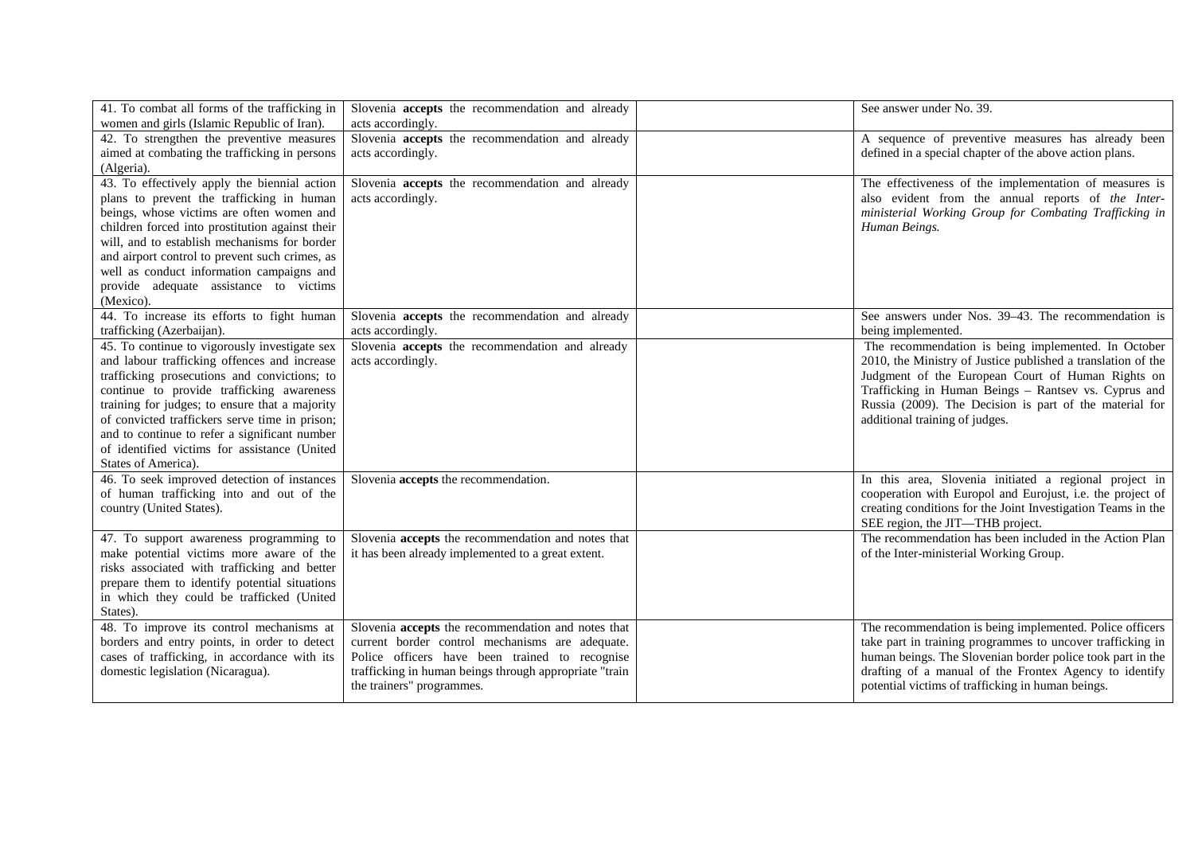| | | | |
|---|---|---|---|
| 41. To combat all forms of the trafficking in women and girls (Islamic Republic of Iran). | Slovenia **accepts** the recommendation and already acts accordingly. | | See answer under No. 39. |
| 42. To strengthen the preventive measures aimed at combating the trafficking in persons (Algeria). | Slovenia **accepts** the recommendation and already acts accordingly. | | A sequence of preventive measures has already been defined in a special chapter of the above action plans. |
| 43. To effectively apply the biennial action plans to prevent the trafficking in human beings, whose victims are often women and children forced into prostitution against their will, and to establish mechanisms for border and airport control to prevent such crimes, as well as conduct information campaigns and provide adequate assistance to victims (Mexico). | Slovenia **accepts** the recommendation and already acts accordingly. | | The effectiveness of the implementation of measures is also evident from the annual reports of *the Inter-ministerial Working Group for Combating Trafficking in Human Beings.* |
| 44. To increase its efforts to fight human trafficking (Azerbaijan). | Slovenia **accepts** the recommendation and already acts accordingly. | | See answers under Nos. 39–43. The recommendation is being implemented. |
| 45. To continue to vigorously investigate sex and labour trafficking offences and increase trafficking prosecutions and convictions; to continue to provide trafficking awareness training for judges; to ensure that a majority of convicted traffickers serve time in prison; and to continue to refer a significant number of identified victims for assistance (United States of America). | Slovenia **accepts** the recommendation and already acts accordingly. | | The recommendation is being implemented. In October 2010, the Ministry of Justice published a translation of the Judgment of the European Court of Human Rights on Trafficking in Human Beings – Rantsev vs. Cyprus and Russia (2009). The Decision is part of the material for additional training of judges. |
| 46. To seek improved detection of instances of human trafficking into and out of the country (United States). | Slovenia **accepts** the recommendation. | | In this area, Slovenia initiated a regional project in cooperation with Europol and Eurojust, i.e. the project of creating conditions for the Joint Investigation Teams in the SEE region, the JIT—THB project. |
| 47. To support awareness programming to make potential victims more aware of the risks associated with trafficking and better prepare them to identify potential situations in which they could be trafficked (United States). | Slovenia **accepts** the recommendation and notes that it has been already implemented to a great extent. | | The recommendation has been included in the Action Plan of the Inter-ministerial Working Group. |
| 48. To improve its control mechanisms at borders and entry points, in order to detect cases of trafficking, in accordance with its domestic legislation (Nicaragua). | Slovenia **accepts** the recommendation and notes that current border control mechanisms are adequate. Police officers have been trained to recognise trafficking in human beings through appropriate "train the trainers" programmes. | | The recommendation is being implemented. Police officers take part in training programmes to uncover trafficking in human beings. The Slovenian border police took part in the drafting of a manual of the Frontex Agency to identify potential victims of trafficking in human beings. |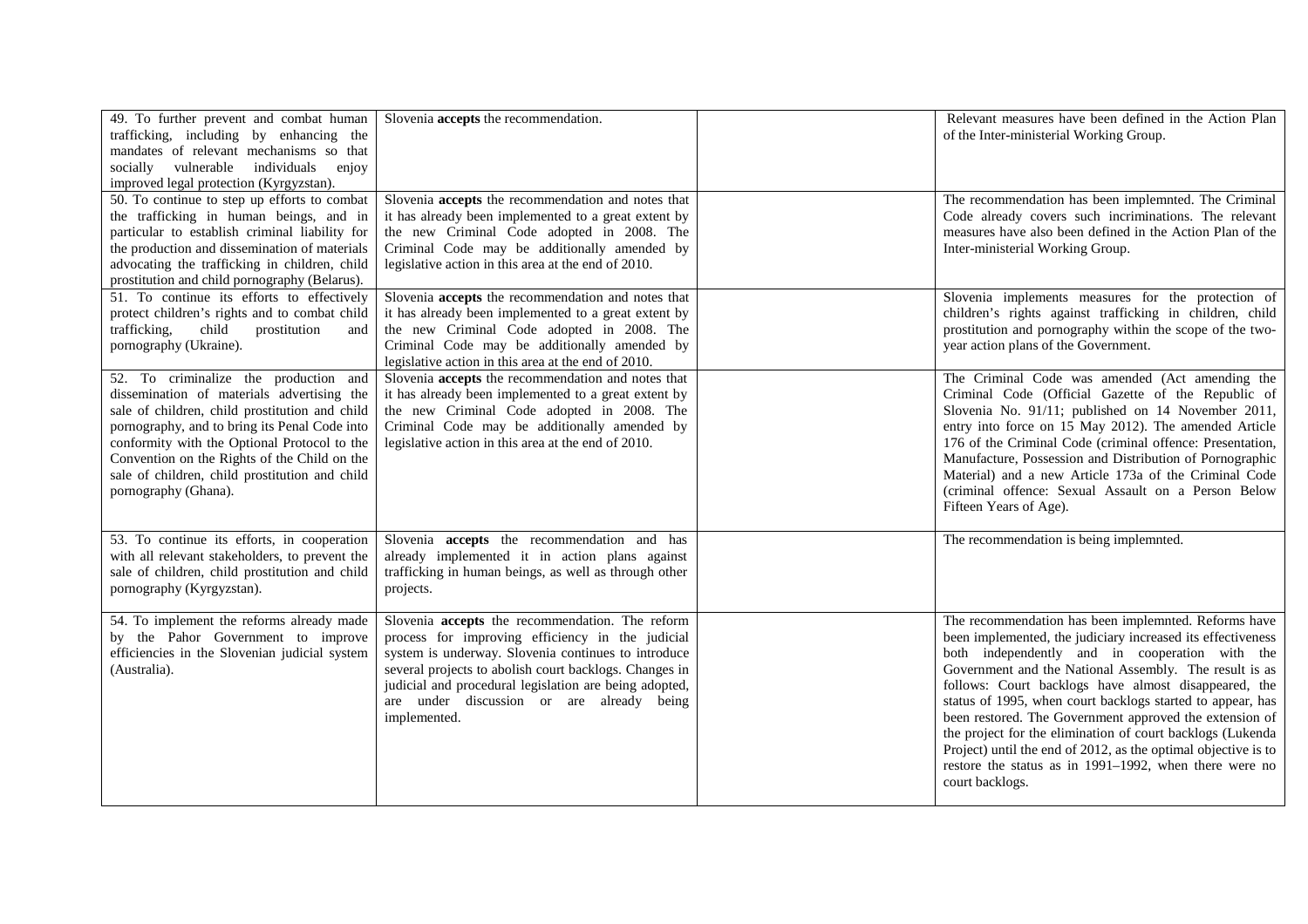| | | | |
|---|---|---|---|
| 49. To further prevent and combat human trafficking, including by enhancing the mandates of relevant mechanisms so that socially vulnerable individuals enjoy improved legal protection (Kyrgyzstan). | Slovenia **accepts** the recommendation. | | Relevant measures have been defined in the Action Plan of the Inter-ministerial Working Group. |
| 50. To continue to step up efforts to combat the trafficking in human beings, and in particular to establish criminal liability for the production and dissemination of materials advocating the trafficking in children, child prostitution and child pornography (Belarus). | Slovenia **accepts** the recommendation and notes that it has already been implemented to a great extent by the new Criminal Code adopted in 2008. The Criminal Code may be additionally amended by legislative action in this area at the end of 2010. | | The recommendation has been implemnted. The Criminal Code already covers such incriminations. The relevant measures have also been defined in the Action Plan of the Inter-ministerial Working Group. |
| 51. To continue its efforts to effectively protect children's rights and to combat child trafficking, child prostitution and pornography (Ukraine). | Slovenia **accepts** the recommendation and notes that it has already been implemented to a great extent by the new Criminal Code adopted in 2008. The Criminal Code may be additionally amended by legislative action in this area at the end of 2010. | | Slovenia implements measures for the protection of children's rights against trafficking in children, child prostitution and pornography within the scope of the two-year action plans of the Government. |
| 52. To criminalize the production and dissemination of materials advertising the sale of children, child prostitution and child pornography, and to bring its Penal Code into conformity with the Optional Protocol to the Convention on the Rights of the Child on the sale of children, child prostitution and child pornography (Ghana). | Slovenia **accepts** the recommendation and notes that it has already been implemented to a great extent by the new Criminal Code adopted in 2008. The Criminal Code may be additionally amended by legislative action in this area at the end of 2010. | | The Criminal Code was amended (Act amending the Criminal Code (Official Gazette of the Republic of Slovenia No. 91/11; published on 14 November 2011, entry into force on 15 May 2012). The amended Article 176 of the Criminal Code (criminal offence: Presentation, Manufacture, Possession and Distribution of Pornographic Material) and a new Article 173a of the Criminal Code (criminal offence: Sexual Assault on a Person Below Fifteen Years of Age). |
| 53. To continue its efforts, in cooperation with all relevant stakeholders, to prevent the sale of children, child prostitution and child pornography (Kyrgyzstan). | Slovenia **accepts** the recommendation and has already implemented it in action plans against trafficking in human beings, as well as through other projects. | | The recommendation is being implemnted. |
| 54. To implement the reforms already made by the Pahor Government to improve efficiencies in the Slovenian judicial system (Australia). | Slovenia **accepts** the recommendation. The reform process for improving efficiency in the judicial system is underway. Slovenia continues to introduce several projects to abolish court backlogs. Changes in judicial and procedural legislation are being adopted, are under discussion or are already being implemented. | | The recommendation has been implemnted. Reforms have been implemented, the judiciary increased its effectiveness both independently and in cooperation with the Government and the National Assembly. The result is as follows: Court backlogs have almost disappeared, the status of 1995, when court backlogs started to appear, has been restored. The Government approved the extension of the project for the elimination of court backlogs (Lukenda Project) until the end of 2012, as the optimal objective is to restore the status as in 1991–1992, when there were no court backlogs. |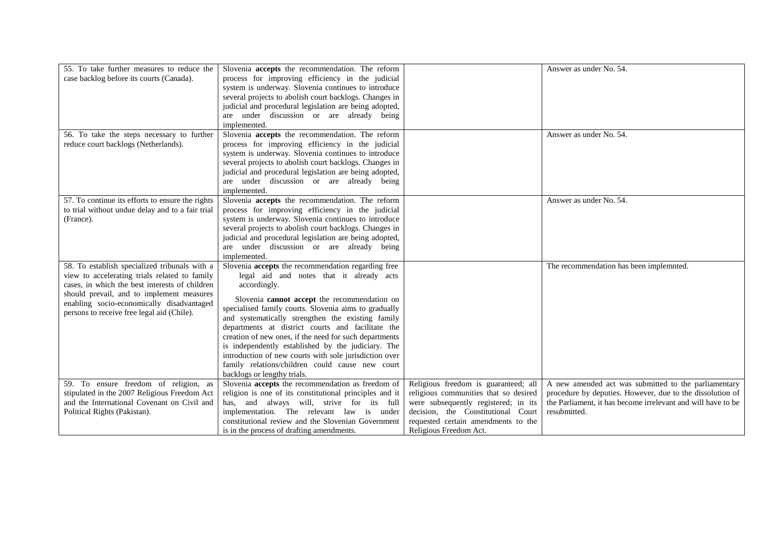| | | | |
|---|---|---|---|
| 55. To take further measures to reduce the case backlog before its courts (Canada). | Slovenia **accepts** the recommendation. The reform process for improving efficiency in the judicial system is underway. Slovenia continues to introduce several projects to abolish court backlogs. Changes in judicial and procedural legislation are being adopted, are under discussion or are already being implemented. | | Answer as under No. 54. |
| 56. To take the steps necessary to further reduce court backlogs (Netherlands). | Slovenia **accepts** the recommendation. The reform process for improving efficiency in the judicial system is underway. Slovenia continues to introduce several projects to abolish court backlogs. Changes in judicial and procedural legislation are being adopted, are under discussion or are already being implemented. | | Answer as under No. 54. |
| 57. To continue its efforts to ensure the rights to trial without undue delay and to a fair trial (France). | Slovenia **accepts** the recommendation. The reform process for improving efficiency in the judicial system is underway. Slovenia continues to introduce several projects to abolish court backlogs. Changes in judicial and procedural legislation are being adopted, are under discussion or are already being implemented. | | Answer as under No. 54. |
| 58. To establish specialized tribunals with a view to accelerating trials related to family cases, in which the best interests of children should prevail, and to implement measures enabling socio-economically disadvantaged persons to receive free legal aid (Chile). | Slovenia **accepts** the recommendation regarding free legal aid and notes that it already acts accordingly.<br><br>Slovenia **cannot accept** the recommendation on specialised family courts. Slovenia aims to gradually and systematically strengthen the existing family departments at district courts and facilitate the creation of new ones, if the need for such departments is independently established by the judiciary. The introduction of new courts with sole jurisdiction over family relations/children could cause new court backlogs or lengthy trials. | | The recommendation has been implemnted. |
| 59. To ensure freedom of religion, as stipulated in the 2007 Religious Freedom Act and the International Covenant on Civil and Political Rights (Pakistan). | Slovenia **accepts** the recommendation as freedom of religion is one of its constitutional principles and it has, and always will, strive for its full implementation. The relevant law is under constitutional review and the Slovenian Government is in the process of drafting amendments. | Religious freedom is guaranteed; all religious communities that so desired were subsequently registered; in its decision, the Constitutional Court requested certain amendments to the Religious Freedom Act. | A new amended act was submitted to the parliamentary procedure by deputies. However, due to the dissolution of the Parliament, it has become irrelevant and will have to be resubmitted. |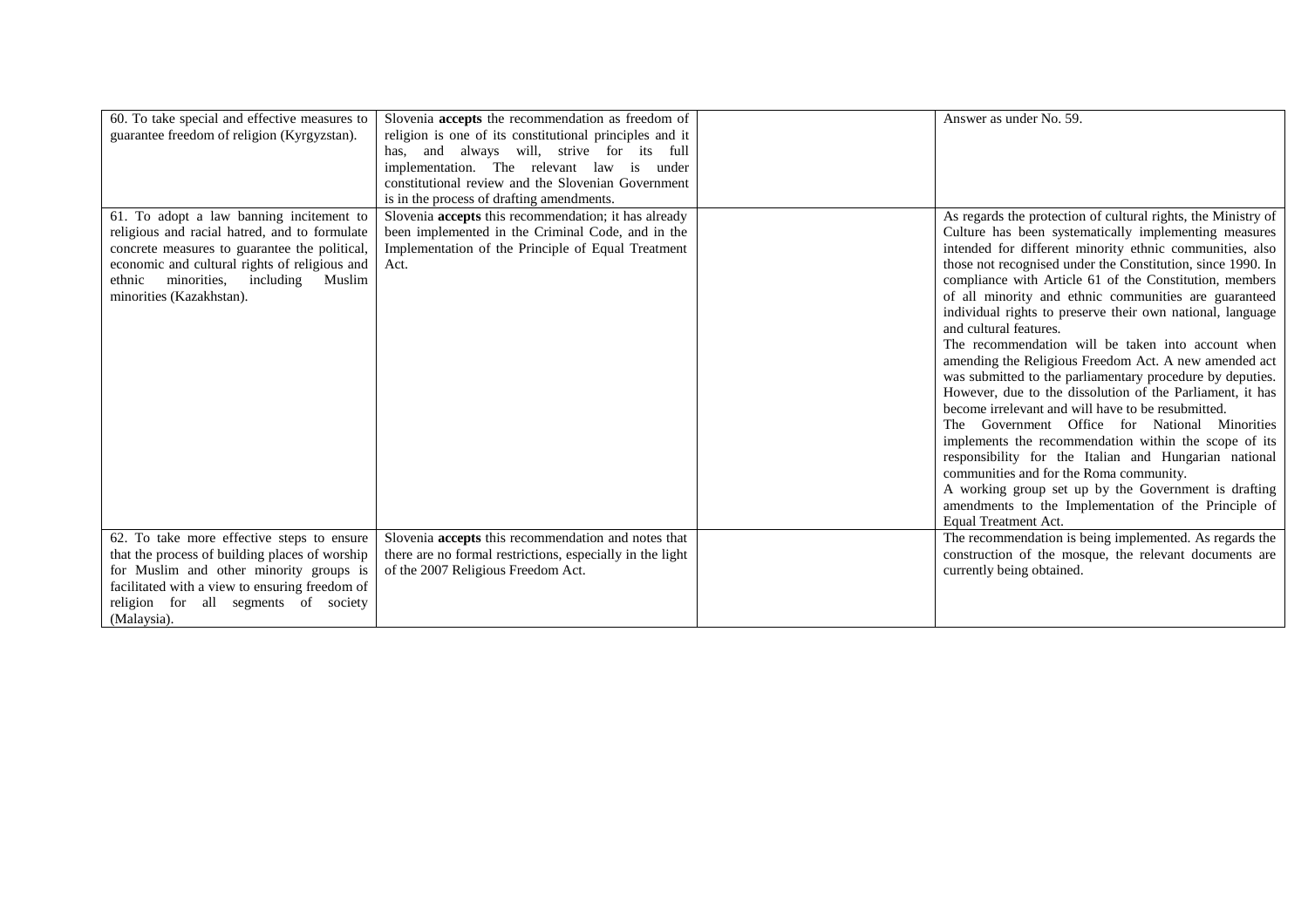| | | | |
|---|---|---|---|
| 60. To take special and effective measures to guarantee freedom of religion (Kyrgyzstan). | Slovenia **accepts** the recommendation as freedom of religion is one of its constitutional principles and it has, and always will, strive for its full implementation. The relevant law is under constitutional review and the Slovenian Government is in the process of drafting amendments. | | Answer as under No. 59. |
| 61. To adopt a law banning incitement to religious and racial hatred, and to formulate concrete measures to guarantee the political, economic and cultural rights of religious and ethnic minorities, including Muslim minorities (Kazakhstan). | Slovenia **accepts** this recommendation; it has already been implemented in the Criminal Code, and in the Implementation of the Principle of Equal Treatment Act. | | As regards the protection of cultural rights, the Ministry of Culture has been systematically implementing measures intended for different minority ethnic communities, also those not recognised under the Constitution, since 1990. In compliance with Article 61 of the Constitution, members of all minority and ethnic communities are guaranteed individual rights to preserve their own national, language and cultural features.<br>The recommendation will be taken into account when amending the Religious Freedom Act. A new amended act was submitted to the parliamentary procedure by deputies. However, due to the dissolution of the Parliament, it has become irrelevant and will have to be resubmitted.<br>The Government Office for National Minorities implements the recommendation within the scope of its responsibility for the Italian and Hungarian national communities and for the Roma community.<br>A working group set up by the Government is drafting amendments to the Implementation of the Principle of Equal Treatment Act. |
| 62. To take more effective steps to ensure that the process of building places of worship for Muslim and other minority groups is facilitated with a view to ensuring freedom of religion for all segments of society (Malaysia). | Slovenia **accepts** this recommendation and notes that there are no formal restrictions, especially in the light of the 2007 Religious Freedom Act. | | The recommendation is being implemented. As regards the construction of the mosque, the relevant documents are currently being obtained. |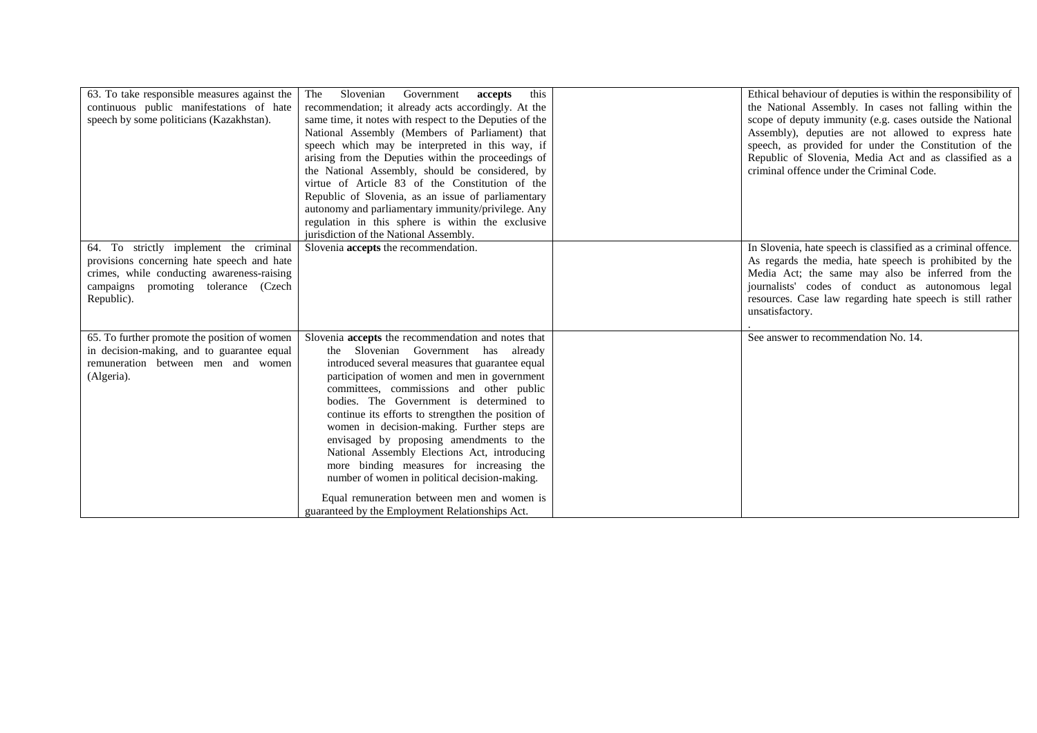| | | | |
|---|---|---|---|
| 63. To take responsible measures against the continuous public manifestations of hate speech by some politicians (Kazakhstan). | The Slovenian Government **accepts** this recommendation; it already acts accordingly. At the same time, it notes with respect to the Deputies of the National Assembly (Members of Parliament) that speech which may be interpreted in this way, if arising from the Deputies within the proceedings of the National Assembly, should be considered, by virtue of Article 83 of the Constitution of the Republic of Slovenia, as an issue of parliamentary autonomy and parliamentary immunity/privilege. Any regulation in this sphere is within the exclusive jurisdiction of the National Assembly. | | Ethical behaviour of deputies is within the responsibility of the National Assembly. In cases not falling within the scope of deputy immunity (e.g. cases outside the National Assembly), deputies are not allowed to express hate speech, as provided for under the Constitution of the Republic of Slovenia, Media Act and as classified as a criminal offence under the Criminal Code. |
| 64. To strictly implement the criminal provisions concerning hate speech and hate crimes, while conducting awareness-raising campaigns promoting tolerance (Czech Republic). | Slovenia **accepts** the recommendation. | | In Slovenia, hate speech is classified as a criminal offence. As regards the media, hate speech is prohibited by the Media Act; the same may also be inferred from the journalists' codes of conduct as autonomous legal resources. Case law regarding hate speech is still rather unsatisfactory. . |
| 65. To further promote the position of women in decision-making, and to guarantee equal remuneration between men and women (Algeria). | Slovenia **accepts** the recommendation and notes that the Slovenian Government has already introduced several measures that guarantee equal participation of women and men in government committees, commissions and other public bodies. The Government is determined to continue its efforts to strengthen the position of women in decision-making. Further steps are envisaged by proposing amendments to the National Assembly Elections Act, introducing more binding measures for increasing the number of women in political decision-making. <br><br> Equal remuneration between men and women is guaranteed by the Employment Relationships Act. | | See answer to recommendation No. 14. |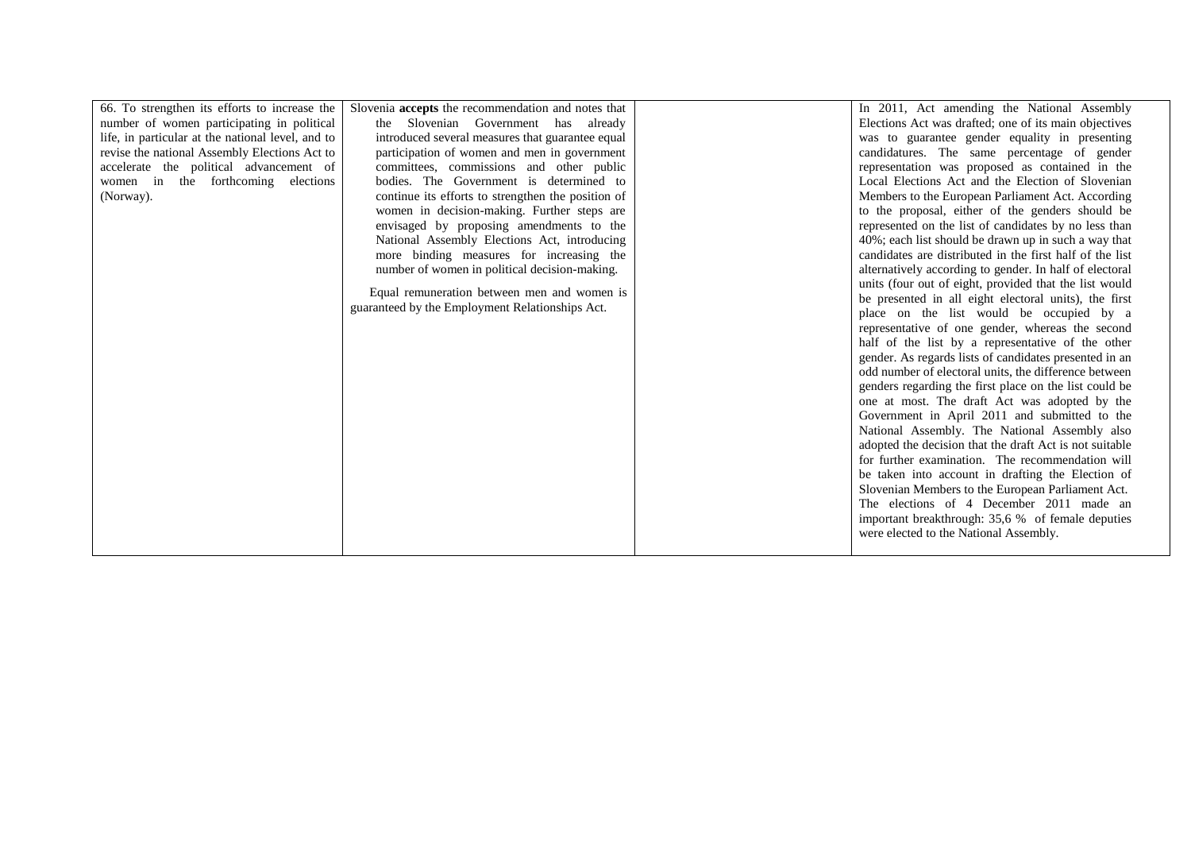| | | | |
|---|---|---|---|
| 66. To strengthen its efforts to increase the number of women participating in political life, in particular at the national level, and to revise the national Assembly Elections Act to accelerate the political advancement of women in the forthcoming elections (Norway). | Slovenia **accepts** the recommendation and notes that the Slovenian Government has already introduced several measures that guarantee equal participation of women and men in government committees, commissions and other public bodies. The Government is determined to continue its efforts to strengthen the position of women in decision-making. Further steps are envisaged by proposing amendments to the National Assembly Elections Act, introducing more binding measures for increasing the number of women in political decision-making.<br><br>Equal remuneration between men and women is guaranteed by the Employment Relationships Act. | | In 2011, Act amending the National Assembly Elections Act was drafted; one of its main objectives was to guarantee gender equality in presenting candidatures. The same percentage of gender representation was proposed as contained in the Local Elections Act and the Election of Slovenian Members to the European Parliament Act. According to the proposal, either of the genders should be represented on the list of candidates by no less than 40%; each list should be drawn up in such a way that candidates are distributed in the first half of the list alternatively according to gender. In half of electoral units (four out of eight, provided that the list would be presented in all eight electoral units), the first place on the list would be occupied by a representative of one gender, whereas the second half of the list by a representative of the other gender. As regards lists of candidates presented in an odd number of electoral units, the difference between genders regarding the first place on the list could be one at most. The draft Act was adopted by the Government in April 2011 and submitted to the National Assembly. The National Assembly also adopted the decision that the draft Act is not suitable for further examination. The recommendation will be taken into account in drafting the Election of Slovenian Members to the European Parliament Act. The elections of 4 December 2011 made an important breakthrough: 35,6 % of female deputies were elected to the National Assembly. |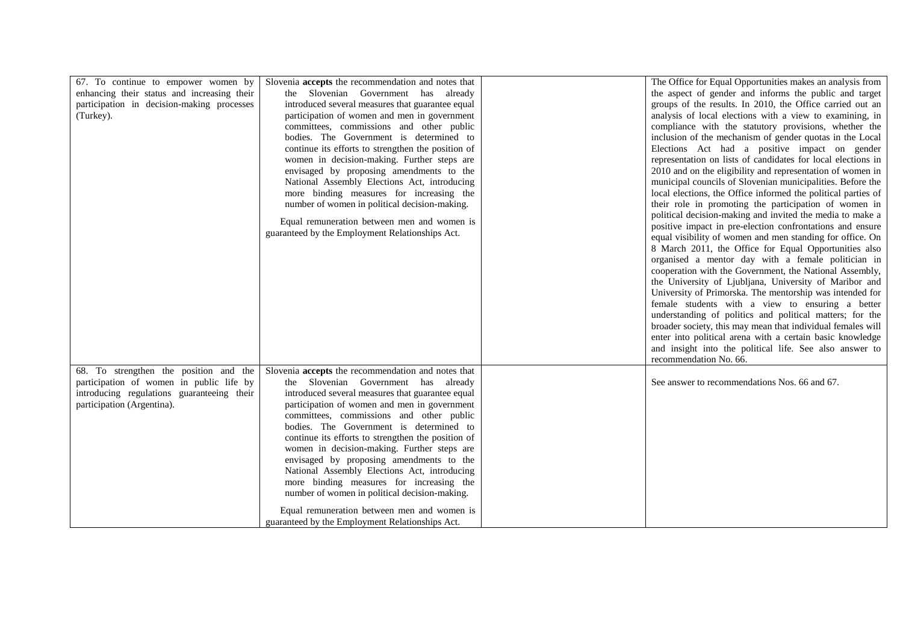| | | | |
|---|---|---|---|
| 67. To continue to empower women by enhancing their status and increasing their participation in decision-making processes (Turkey). | Slovenia **accepts** the recommendation and notes that the Slovenian Government has already introduced several measures that guarantee equal participation of women and men in government committees, commissions and other public bodies. The Government is determined to continue its efforts to strengthen the position of women in decision-making. Further steps are envisaged by proposing amendments to the National Assembly Elections Act, introducing more binding measures for increasing the number of women in political decision-making.<br><br>Equal remuneration between men and women is guaranteed by the Employment Relationships Act. | | The Office for Equal Opportunities makes an analysis from the aspect of gender and informs the public and target groups of the results. In 2010, the Office carried out an analysis of local elections with a view to examining, in compliance with the statutory provisions, whether the inclusion of the mechanism of gender quotas in the Local Elections Act had a positive impact on gender representation on lists of candidates for local elections in 2010 and on the eligibility and representation of women in municipal councils of Slovenian municipalities. Before the local elections, the Office informed the political parties of their role in promoting the participation of women in political decision-making and invited the media to make a positive impact in pre-election confrontations and ensure equal visibility of women and men standing for office. On 8 March 2011, the Office for Equal Opportunities also organised a mentor day with a female politician in cooperation with the Government, the National Assembly, the University of Ljubljana, University of Maribor and University of Primorska. The mentorship was intended for female students with a view to ensuring a better understanding of politics and political matters; for the broader society, this may mean that individual females will enter into political arena with a certain basic knowledge and insight into the political life. See also answer to recommendation No. 66. |
| 68. To strengthen the position and the participation of women in public life by introducing regulations guaranteeing their participation (Argentina). | Slovenia **accepts** the recommendation and notes that the Slovenian Government has already introduced several measures that guarantee equal participation of women and men in government committees, commissions and other public bodies. The Government is determined to continue its efforts to strengthen the position of women in decision-making. Further steps are envisaged by proposing amendments to the National Assembly Elections Act, introducing more binding measures for increasing the number of women in political decision-making.<br><br>Equal remuneration between men and women is guaranteed by the Employment Relationships Act. | | See answer to recommendations Nos. 66 and 67. |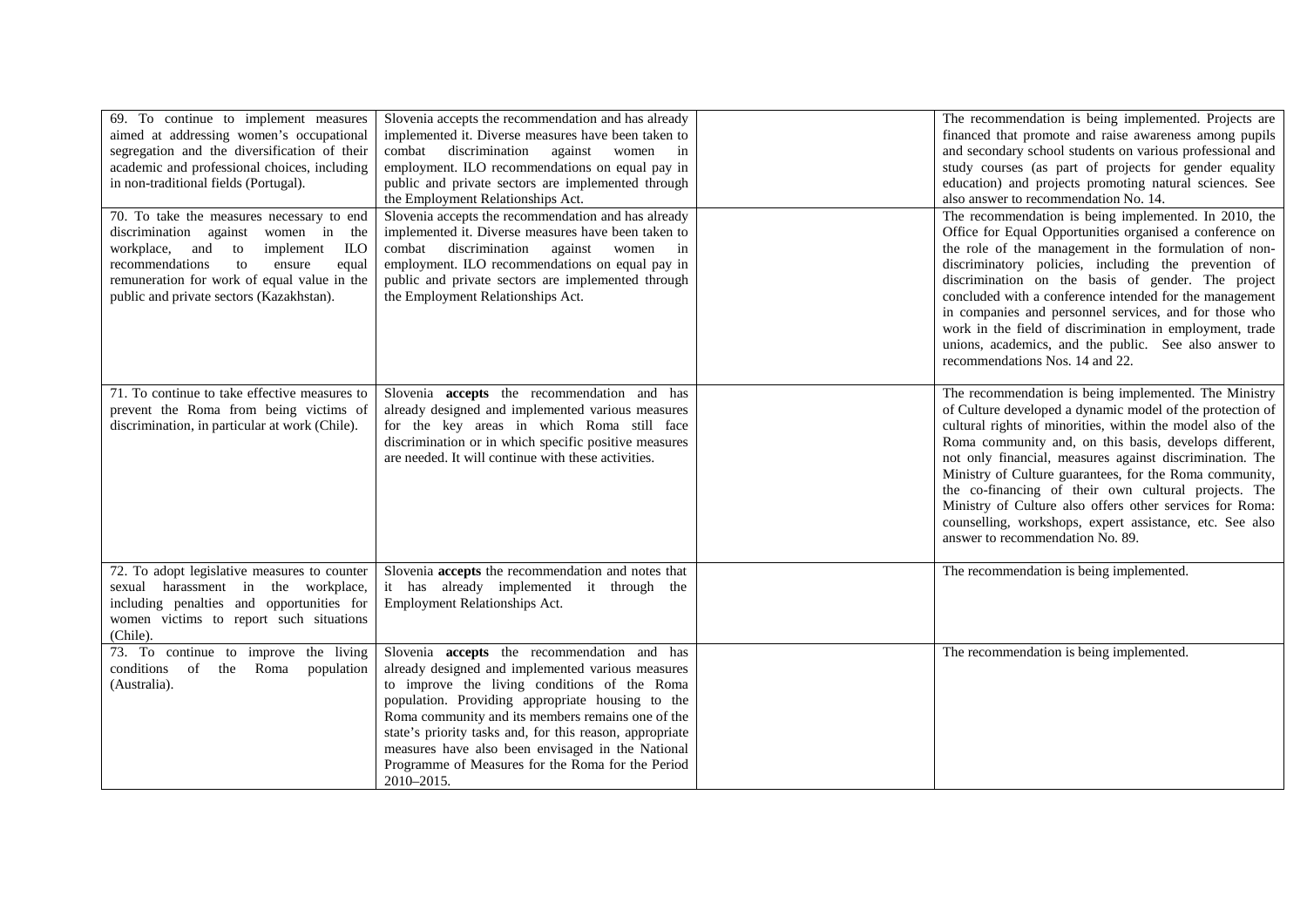| | | | |
|---|---|---|---|
| 69. To continue to implement measures aimed at addressing women's occupational segregation and the diversification of their academic and professional choices, including in non-traditional fields (Portugal). | Slovenia accepts the recommendation and has already implemented it. Diverse measures have been taken to combat discrimination against women in employment. ILO recommendations on equal pay in public and private sectors are implemented through the Employment Relationships Act. | | The recommendation is being implemented. Projects are financed that promote and raise awareness among pupils and secondary school students on various professional and study courses (as part of projects for gender equality education) and projects promoting natural sciences. See also answer to recommendation No. 14. |
| 70. To take the measures necessary to end discrimination against women in the workplace, and to implement ILO recommendations to ensure equal remuneration for work of equal value in the public and private sectors (Kazakhstan). | Slovenia accepts the recommendation and has already implemented it. Diverse measures have been taken to combat discrimination against women in employment. ILO recommendations on equal pay in public and private sectors are implemented through the Employment Relationships Act. | | The recommendation is being implemented. In 2010, the Office for Equal Opportunities organised a conference on the role of the management in the formulation of non-discriminatory policies, including the prevention of discrimination on the basis of gender. The project concluded with a conference intended for the management in companies and personnel services, and for those who work in the field of discrimination in employment, trade unions, academics, and the public. See also answer to recommendations Nos. 14 and 22. |
| 71. To continue to take effective measures to prevent the Roma from being victims of discrimination, in particular at work (Chile). | Slovenia **accepts** the recommendation and has already designed and implemented various measures for the key areas in which Roma still face discrimination or in which specific positive measures are needed. It will continue with these activities. | | The recommendation is being implemented. The Ministry of Culture developed a dynamic model of the protection of cultural rights of minorities, within the model also of the Roma community and, on this basis, develops different, not only financial, measures against discrimination. The Ministry of Culture guarantees, for the Roma community, the co-financing of their own cultural projects. The Ministry of Culture also offers other services for Roma: counselling, workshops, expert assistance, etc. See also answer to recommendation No. 89. |
| 72. To adopt legislative measures to counter sexual harassment in the workplace, including penalties and opportunities for women victims to report such situations (Chile). | Slovenia **accepts** the recommendation and notes that it has already implemented it through the Employment Relationships Act. | | The recommendation is being implemented. |
| 73. To continue to improve the living conditions of the Roma population (Australia). | Slovenia **accepts** the recommendation and has already designed and implemented various measures to improve the living conditions of the Roma population. Providing appropriate housing to the Roma community and its members remains one of the state's priority tasks and, for this reason, appropriate measures have also been envisaged in the National Programme of Measures for the Roma for the Period 2010–2015. | | The recommendation is being implemented. |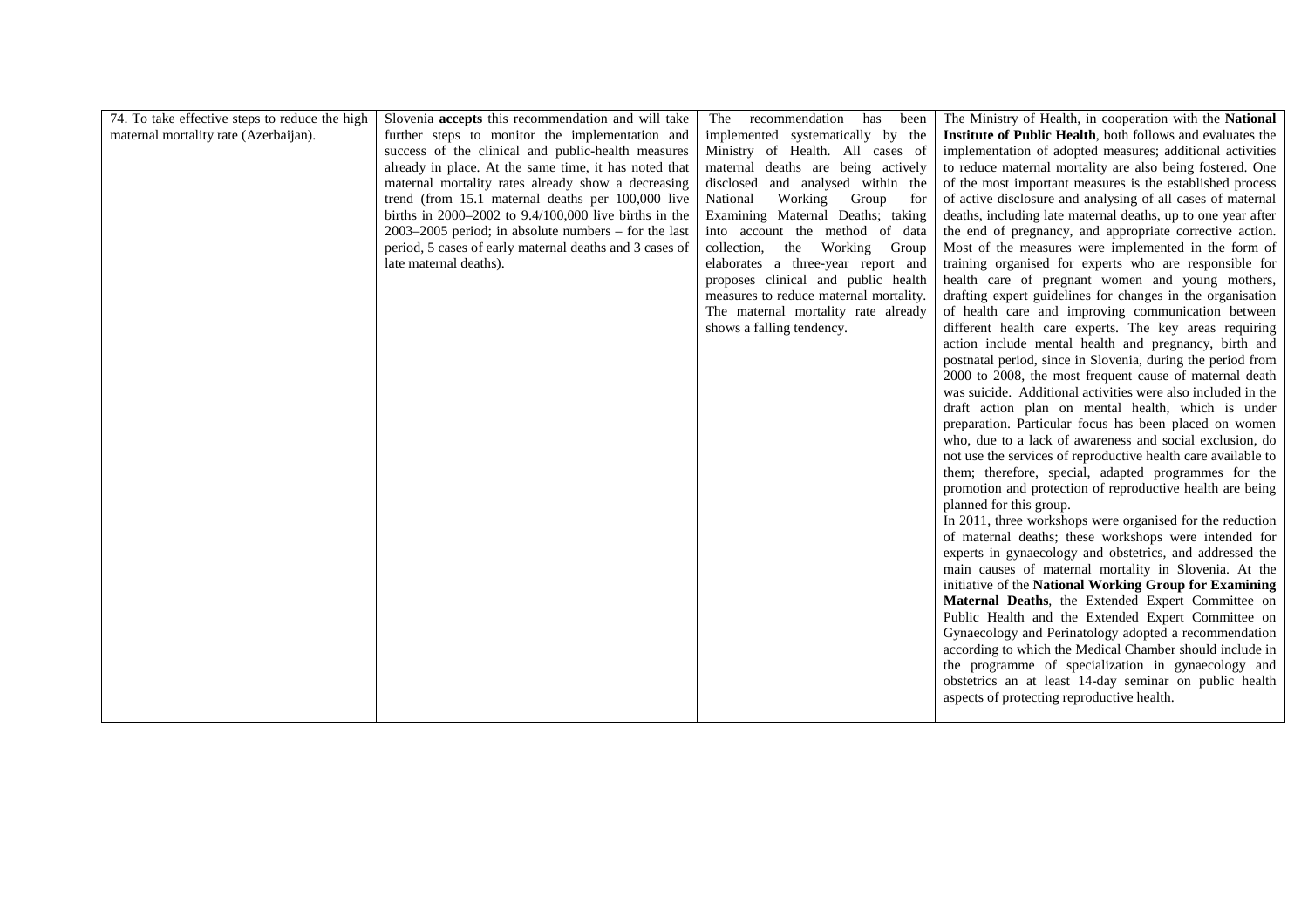| | | | |
|---|---|---|---|
| 74. To take effective steps to reduce the high maternal mortality rate (Azerbaijan). | Slovenia **accepts** this recommendation and will take further steps to monitor the implementation and success of the clinical and public-health measures already in place. At the same time, it has noted that maternal mortality rates already show a decreasing trend (from 15.1 maternal deaths per 100,000 live births in 2000–2002 to 9.4/100,000 live births in the 2003–2005 period; in absolute numbers – for the last period, 5 cases of early maternal deaths and 3 cases of late maternal deaths). | The recommendation has been implemented systematically by the Ministry of Health. All cases of maternal deaths are being actively disclosed and analysed within the National Working Group for Examining Maternal Deaths; taking into account the method of data collection, the Working Group elaborates a three-year report and proposes clinical and public health measures to reduce maternal mortality. The maternal mortality rate already shows a falling tendency. | The Ministry of Health, in cooperation with the **National Institute of Public Health**, both follows and evaluates the implementation of adopted measures; additional activities to reduce maternal mortality are also being fostered. One of the most important measures is the established process of active disclosure and analysing of all cases of maternal deaths, including late maternal deaths, up to one year after the end of pregnancy, and appropriate corrective action. Most of the measures were implemented in the form of training organised for experts who are responsible for health care of pregnant women and young mothers, drafting expert guidelines for changes in the organisation of health care and improving communication between different health care experts. The key areas requiring action include mental health and pregnancy, birth and postnatal period, since in Slovenia, during the period from 2000 to 2008, the most frequent cause of maternal death was suicide. Additional activities were also included in the draft action plan on mental health, which is under preparation. Particular focus has been placed on women who, due to a lack of awareness and social exclusion, do not use the services of reproductive health care available to them; therefore, special, adapted programmes for the promotion and protection of reproductive health are being planned for this group.<br>In 2011, three workshops were organised for the reduction of maternal deaths; these workshops were intended for experts in gynaecology and obstetrics, and addressed the main causes of maternal mortality in Slovenia. At the initiative of the **National Working Group for Examining Maternal Deaths**, the Extended Expert Committee on Public Health and the Extended Expert Committee on Gynaecology and Perinatology adopted a recommendation according to which the Medical Chamber should include in the programme of specialization in gynaecology and obstetrics an at least 14-day seminar on public health aspects of protecting reproductive health. |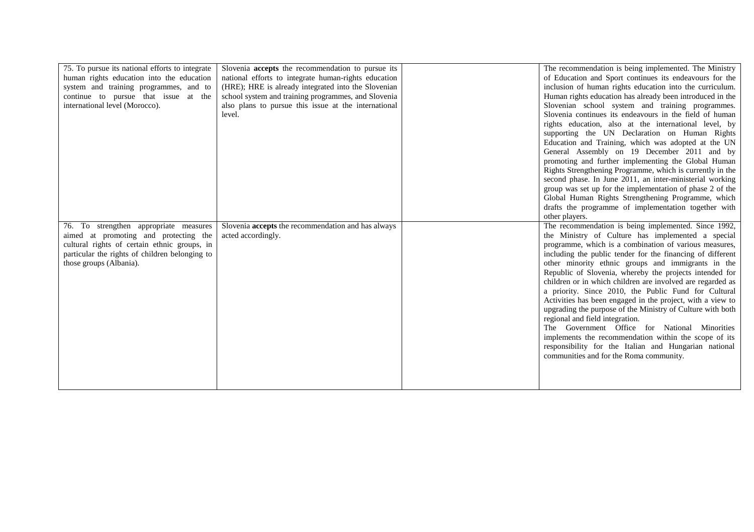| | | | |
|---|---|---|---|
| 75. To pursue its national efforts to integrate human rights education into the education system and training programmes, and to continue to pursue that issue at the international level (Morocco). | Slovenia **accepts** the recommendation to pursue its national efforts to integrate human-rights education (HRE); HRE is already integrated into the Slovenian school system and training programmes, and Slovenia also plans to pursue this issue at the international level. | | The recommendation is being implemented. The Ministry of Education and Sport continues its endeavours for the inclusion of human rights education into the curriculum. Human rights education has already been introduced in the Slovenian school system and training programmes. Slovenia continues its endeavours in the field of human rights education, also at the international level, by supporting the UN Declaration on Human Rights Education and Training, which was adopted at the UN General Assembly on 19 December 2011 and by promoting and further implementing the Global Human Rights Strengthening Programme, which is currently in the second phase. In June 2011, an inter-ministerial working group was set up for the implementation of phase 2 of the Global Human Rights Strengthening Programme, which drafts the programme of implementation together with other players. |
| 76. To strengthen appropriate measures aimed at promoting and protecting the cultural rights of certain ethnic groups, in particular the rights of children belonging to those groups (Albania). | Slovenia **accepts** the recommendation and has always acted accordingly. | | The recommendation is being implemented. Since 1992, the Ministry of Culture has implemented a special programme, which is a combination of various measures, including the public tender for the financing of different other minority ethnic groups and immigrants in the Republic of Slovenia, whereby the projects intended for children or in which children are involved are regarded as a priority. Since 2010, the Public Fund for Cultural Activities has been engaged in the project, with a view to upgrading the purpose of the Ministry of Culture with both regional and field integration.<br>The Government Office for National Minorities implements the recommendation within the scope of its responsibility for the Italian and Hungarian national communities and for the Roma community. |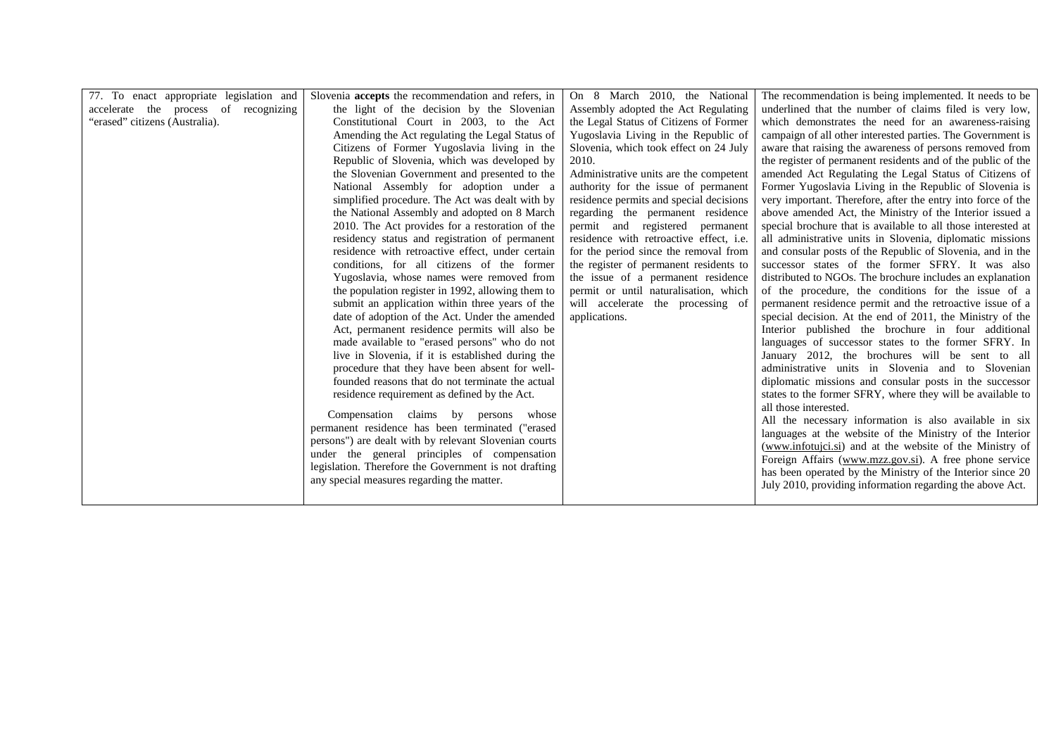| | | | |
|---|---|---|---|
| 77. To enact appropriate legislation and accelerate the process of recognizing "erased" citizens (Australia). | Slovenia **accepts** the recommendation and refers, in the light of the decision by the Slovenian Constitutional Court in 2003, to the Act Amending the Act regulating the Legal Status of Citizens of Former Yugoslavia living in the Republic of Slovenia, which was developed by the Slovenian Government and presented to the National Assembly for adoption under a simplified procedure. The Act was dealt with by the National Assembly and adopted on 8 March 2010. The Act provides for a restoration of the residency status and registration of permanent residence with retroactive effect, under certain conditions, for all citizens of the former Yugoslavia, whose names were removed from the population register in 1992, allowing them to submit an application within three years of the date of adoption of the Act. Under the amended Act, permanent residence permits will also be made available to "erased persons" who do not live in Slovenia, if it is established during the procedure that they have been absent for well-founded reasons that do not terminate the actual residence requirement as defined by the Act.<br><br>Compensation claims by persons whose permanent residence has been terminated ("erased persons") are dealt with by relevant Slovenian courts under the general principles of compensation legislation. Therefore the Government is not drafting any special measures regarding the matter. | On 8 March 2010, the National Assembly adopted the Act Regulating the Legal Status of Citizens of Former Yugoslavia Living in the Republic of Slovenia, which took effect on 24 July 2010.<br>Administrative units are the competent authority for the issue of permanent residence permits and special decisions regarding the permanent residence permit and registered permanent residence with retroactive effect, i.e. for the period since the removal from the register of permanent residents to the issue of a permanent residence permit or until naturalisation, which will accelerate the processing of applications. | The recommendation is being implemented. It needs to be underlined that the number of claims filed is very low, which demonstrates the need for an awareness-raising campaign of all other interested parties. The Government is aware that raising the awareness of persons removed from the register of permanent residents and of the public of the amended Act Regulating the Legal Status of Citizens of Former Yugoslavia Living in the Republic of Slovenia is very important. Therefore, after the entry into force of the above amended Act, the Ministry of the Interior issued a special brochure that is available to all those interested at all administrative units in Slovenia, diplomatic missions and consular posts of the Republic of Slovenia, and in the successor states of the former SFRY. It was also distributed to NGOs. The brochure includes an explanation of the procedure, the conditions for the issue of a permanent residence permit and the retroactive issue of a special decision. At the end of 2011, the Ministry of the Interior published the brochure in four additional languages of successor states to the former SFRY. In January 2012, the brochures will be sent to all administrative units in Slovenia and to Slovenian diplomatic missions and consular posts in the successor states to the former SFRY, where they will be available to all those interested.<br>All the necessary information is also available in six languages at the website of the Ministry of the Interior (www.infotujci.si) and at the website of the Ministry of Foreign Affairs (www.mzz.gov.si). A free phone service has been operated by the Ministry of the Interior since 20 July 2010, providing information regarding the above Act. |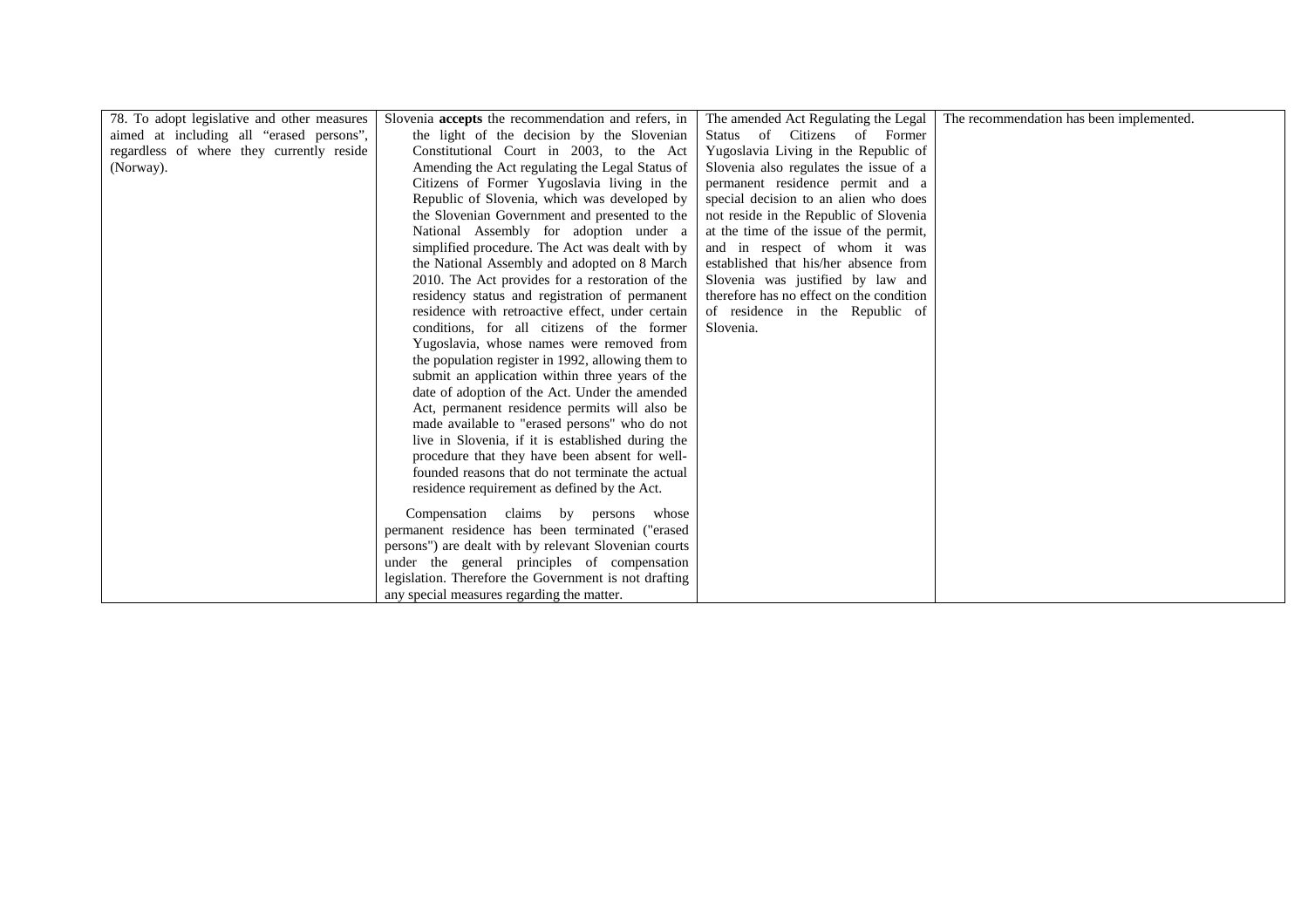| | | | |
|---|---|---|---|
| 78. To adopt legislative and other measures aimed at including all "erased persons", regardless of where they currently reside (Norway). | Slovenia **accepts** the recommendation and refers, in the light of the decision by the Slovenian Constitutional Court in 2003, to the Act Amending the Act regulating the Legal Status of Citizens of Former Yugoslavia living in the Republic of Slovenia, which was developed by the Slovenian Government and presented to the National Assembly for adoption under a simplified procedure. The Act was dealt with by the National Assembly and adopted on 8 March 2010. The Act provides for a restoration of the residency status and registration of permanent residence with retroactive effect, under certain conditions, for all citizens of the former Yugoslavia, whose names were removed from the population register in 1992, allowing them to submit an application within three years of the date of adoption of the Act. Under the amended Act, permanent residence permits will also be made available to "erased persons" who do not live in Slovenia, if it is established during the procedure that they have been absent for well-founded reasons that do not terminate the actual residence requirement as defined by the Act.<br><br>Compensation claims by persons whose permanent residence has been terminated ("erased persons") are dealt with by relevant Slovenian courts under the general principles of compensation legislation. Therefore the Government is not drafting any special measures regarding the matter. | The amended Act Regulating the Legal Status of Citizens of Former Yugoslavia Living in the Republic of Slovenia also regulates the issue of a permanent residence permit and a special decision to an alien who does not reside in the Republic of Slovenia at the time of the issue of the permit, and in respect of whom it was established that his/her absence from Slovenia was justified by law and therefore has no effect on the condition of residence in the Republic of Slovenia. | The recommendation has been implemented. |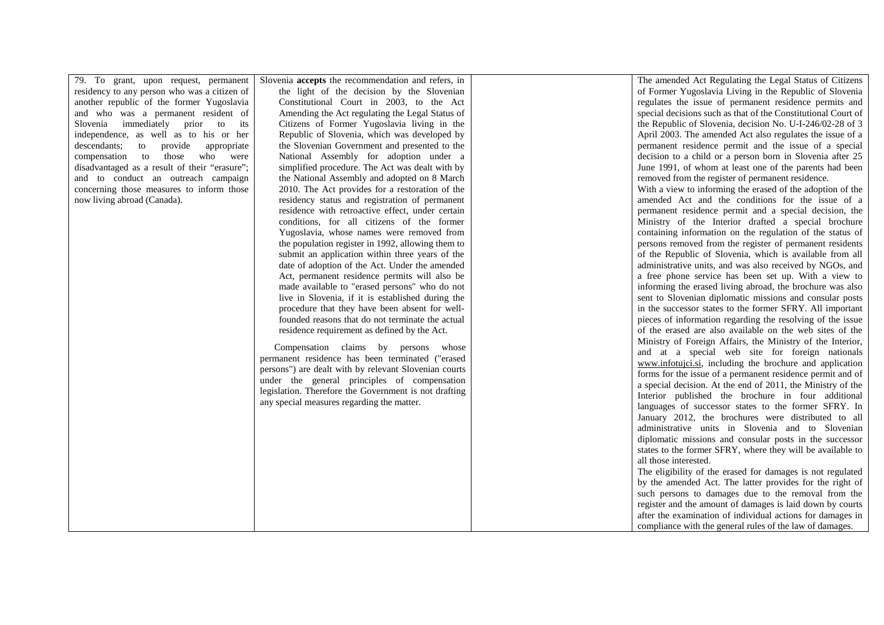| | | | |
|---|---|---|---|
| 79. To grant, upon request, permanent residency to any person who was a citizen of another republic of the former Yugoslavia and who was a permanent resident of Slovenia immediately prior to its independence, as well as to his or her descendants; to provide appropriate compensation to those who were disadvantaged as a result of their "erasure"; and to conduct an outreach campaign concerning those measures to inform those now living abroad (Canada). | Slovenia **accepts** the recommendation and refers, in the light of the decision by the Slovenian Constitutional Court in 2003, to the Act Amending the Act regulating the Legal Status of Citizens of Former Yugoslavia living in the Republic of Slovenia, which was developed by the Slovenian Government and presented to the National Assembly for adoption under a simplified procedure. The Act was dealt with by the National Assembly and adopted on 8 March 2010. The Act provides for a restoration of the residency status and registration of permanent residence with retroactive effect, under certain conditions, for all citizens of the former Yugoslavia, whose names were removed from the population register in 1992, allowing them to submit an application within three years of the date of adoption of the Act. Under the amended Act, permanent residence permits will also be made available to "erased persons" who do not live in Slovenia, if it is established during the procedure that they have been absent for well-founded reasons that do not terminate the actual residence requirement as defined by the Act.<br><br>Compensation claims by persons whose permanent residence has been terminated ("erased persons") are dealt with by relevant Slovenian courts under the general principles of compensation legislation. Therefore the Government is not drafting any special measures regarding the matter. | | The amended Act Regulating the Legal Status of Citizens of Former Yugoslavia Living in the Republic of Slovenia regulates the issue of permanent residence permits and special decisions such as that of the Constitutional Court of the Republic of Slovenia, decision No. U-I-246/02-28 of 3 April 2003. The amended Act also regulates the issue of a permanent residence permit and the issue of a special decision to a child or a person born in Slovenia after 25 June 1991, of whom at least one of the parents had been removed from the register of permanent residence.<br>With a view to informing the erased of the adoption of the amended Act and the conditions for the issue of a permanent residence permit and a special decision, the Ministry of the Interior drafted a special brochure containing information on the regulation of the status of persons removed from the register of permanent residents of the Republic of Slovenia, which is available from all administrative units, and was also received by NGOs, and a free phone service has been set up. With a view to informing the erased living abroad, the brochure was also sent to Slovenian diplomatic missions and consular posts in the successor states to the former SFRY. All important pieces of information regarding the resolving of the issue of the erased are also available on the web sites of the Ministry of Foreign Affairs, the Ministry of the Interior, and at a special web site for foreign nationals www.infotujci.si, including the brochure and application forms for the issue of a permanent residence permit and of a special decision. At the end of 2011, the Ministry of the Interior published the brochure in four additional languages of successor states to the former SFRY. In January 2012, the brochures were distributed to all administrative units in Slovenia and to Slovenian diplomatic missions and consular posts in the successor states to the former SFRY, where they will be available to all those interested.<br>The eligibility of the erased for damages is not regulated by the amended Act. The latter provides for the right of such persons to damages due to the removal from the register and the amount of damages is laid down by courts after the examination of individual actions for damages in compliance with the general rules of the law of damages. |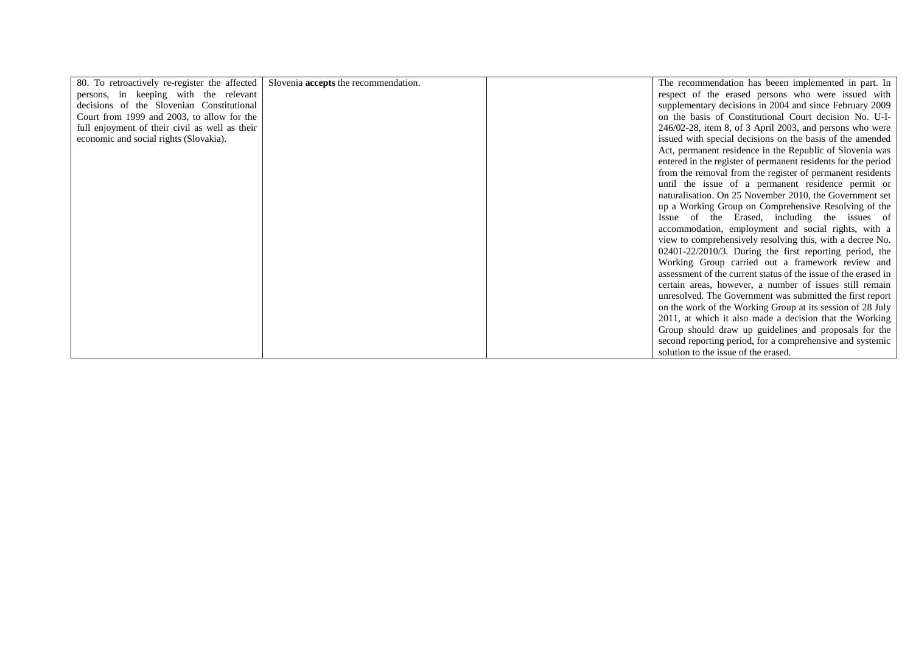| | | | |
|---|---|---|---|
| 80. To retroactively re-register the affected persons, in keeping with the relevant decisions of the Slovenian Constitutional Court from 1999 and 2003, to allow for the full enjoyment of their civil as well as their economic and social rights (Slovakia). | Slovenia **accepts** the recommendation. | | The recommendation has beeen implemented in part. In respect of the erased persons who were issued with supplementary decisions in 2004 and since February 2009 on the basis of Constitutional Court decision No. U-I-246/02-28, item 8, of 3 April 2003, and persons who were issued with special decisions on the basis of the amended Act, permanent residence in the Republic of Slovenia was entered in the register of permanent residents for the period from the removal from the register of permanent residents until the issue of a permanent residence permit or naturalisation. On 25 November 2010, the Government set up a Working Group on Comprehensive Resolving of the Issue of the Erased, including the issues of accommodation, employment and social rights, with a view to comprehensively resolving this, with a decree No. 02401-22/2010/3. During the first reporting period, the Working Group carried out a framework review and assessment of the current status of the issue of the erased in certain areas, however, a number of issues still remain unresolved. The Government was submitted the first report on the work of the Working Group at its session of 28 July 2011, at which it also made a decision that the Working Group should draw up guidelines and proposals for the second reporting period, for a comprehensive and systemic solution to the issue of the erased. |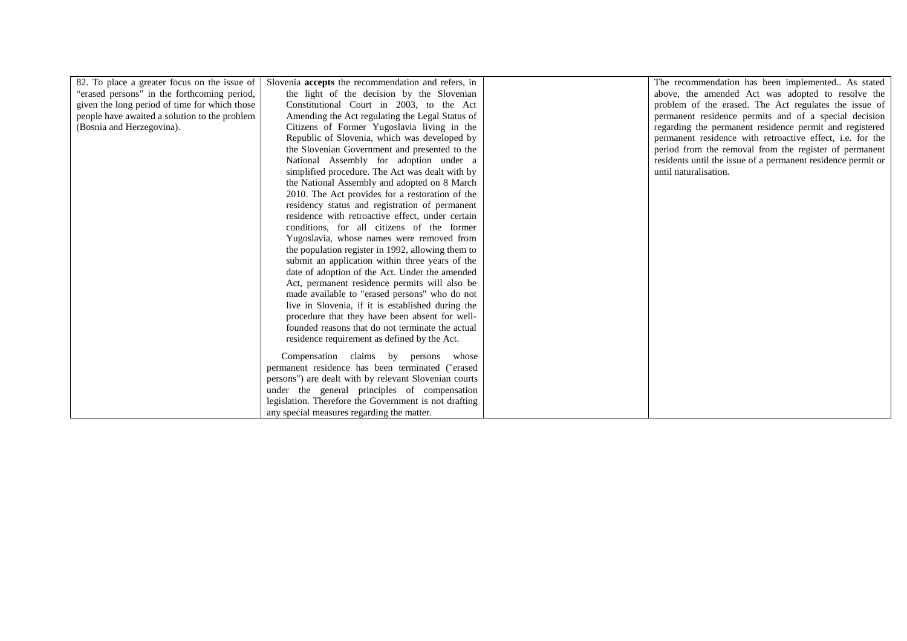| | | | |
|---|---|---|---|
| 82. To place a greater focus on the issue of "erased persons" in the forthcoming period, given the long period of time for which those people have awaited a solution to the problem (Bosnia and Herzegovina). | Slovenia **accepts** the recommendation and refers, in the light of the decision by the Slovenian Constitutional Court in 2003, to the Act Amending the Act regulating the Legal Status of Citizens of Former Yugoslavia living in the Republic of Slovenia, which was developed by the Slovenian Government and presented to the National Assembly for adoption under a simplified procedure. The Act was dealt with by the National Assembly and adopted on 8 March 2010. The Act provides for a restoration of the residency status and registration of permanent residence with retroactive effect, under certain conditions, for all citizens of the former Yugoslavia, whose names were removed from the population register in 1992, allowing them to submit an application within three years of the date of adoption of the Act. Under the amended Act, permanent residence permits will also be made available to "erased persons" who do not live in Slovenia, if it is established during the procedure that they have been absent for well-founded reasons that do not terminate the actual residence requirement as defined by the Act.<br><br>Compensation claims by persons whose permanent residence has been terminated ("erased persons") are dealt with by relevant Slovenian courts under the general principles of compensation legislation. Therefore the Government is not drafting any special measures regarding the matter. | | The recommendation has been implemented.. As stated above, the amended Act was adopted to resolve the problem of the erased. The Act regulates the issue of permanent residence permits and of a special decision regarding the permanent residence permit and registered permanent residence with retroactive effect, i.e. for the period from the removal from the register of permanent residents until the issue of a permanent residence permit or until naturalisation. |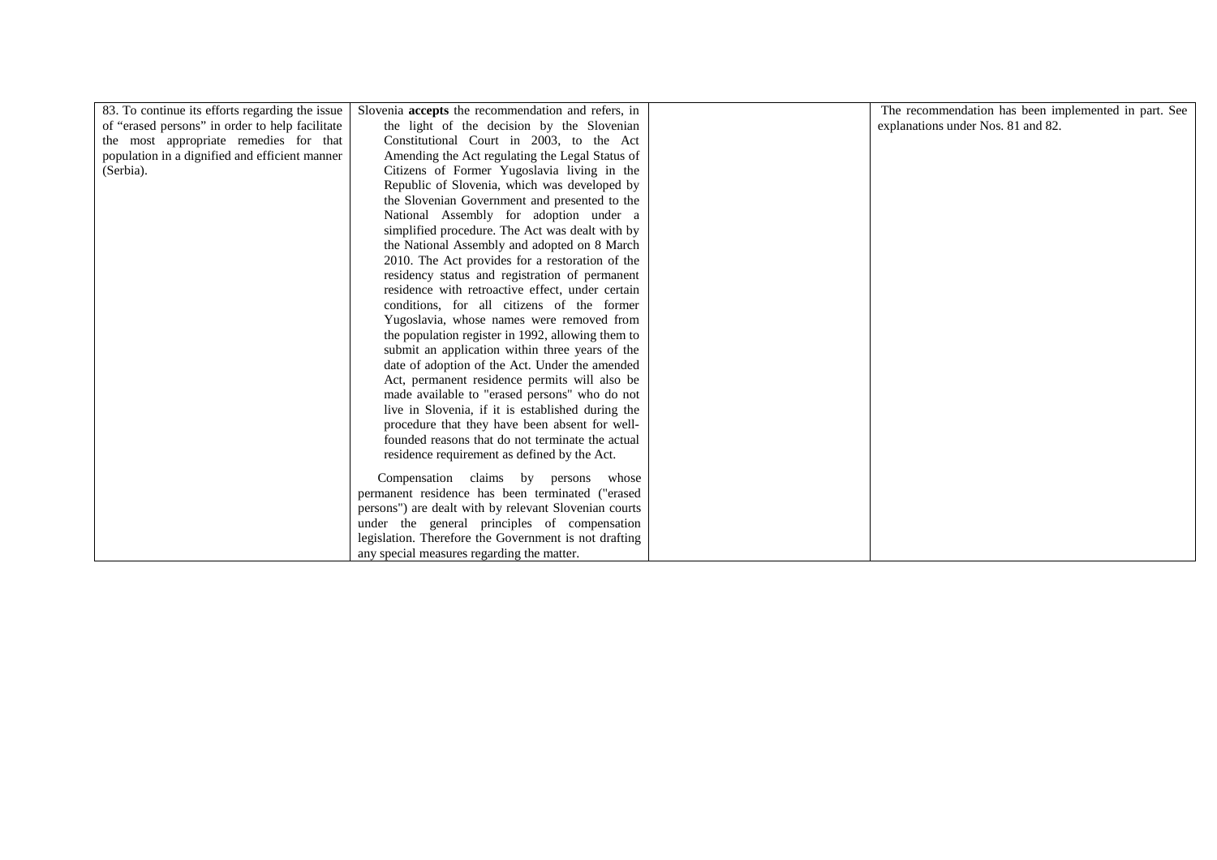| | | | |
|---|---|---|---|
| 83. To continue its efforts regarding the issue of "erased persons" in order to help facilitate the most appropriate remedies for that population in a dignified and efficient manner (Serbia). | Slovenia **accepts** the recommendation and refers, in the light of the decision by the Slovenian Constitutional Court in 2003, to the Act Amending the Act regulating the Legal Status of Citizens of Former Yugoslavia living in the Republic of Slovenia, which was developed by the Slovenian Government and presented to the National Assembly for adoption under a simplified procedure. The Act was dealt with by the National Assembly and adopted on 8 March 2010. The Act provides for a restoration of the residency status and registration of permanent residence with retroactive effect, under certain conditions, for all citizens of the former Yugoslavia, whose names were removed from the population register in 1992, allowing them to submit an application within three years of the date of adoption of the Act. Under the amended Act, permanent residence permits will also be made available to "erased persons" who do not live in Slovenia, if it is established during the procedure that they have been absent for well-founded reasons that do not terminate the actual residence requirement as defined by the Act.<br><br>Compensation claims by persons whose permanent residence has been terminated ("erased persons") are dealt with by relevant Slovenian courts under the general principles of compensation legislation. Therefore the Government is not drafting any special measures regarding the matter. | | The recommendation has been implemented in part. See explanations under Nos. 81 and 82. |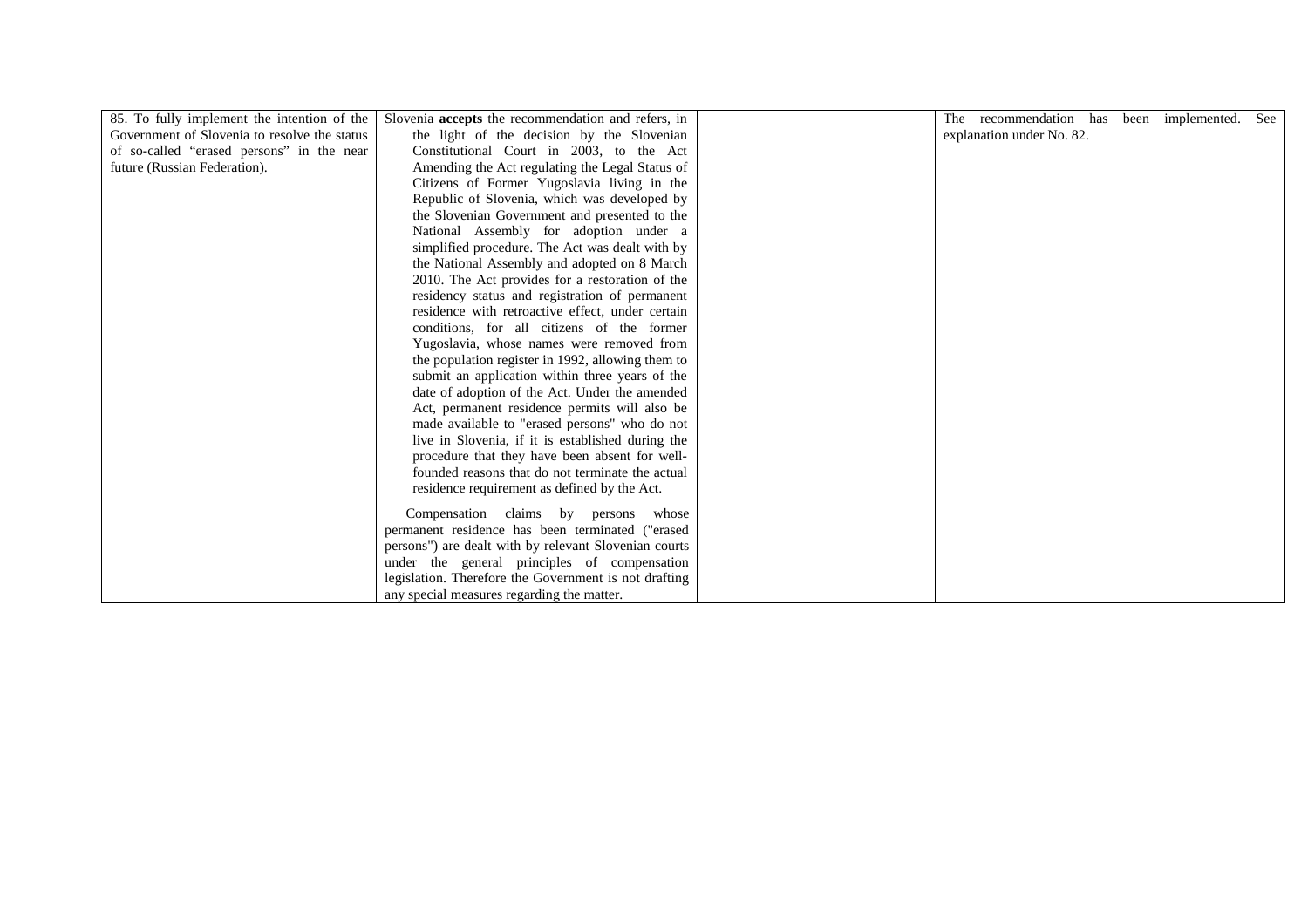| | | | |
|---|---|---|---|
| 85. To fully implement the intention of the Government of Slovenia to resolve the status of so-called "erased persons" in the near future (Russian Federation). | Slovenia **accepts** the recommendation and refers, in the light of the decision by the Slovenian Constitutional Court in 2003, to the Act Amending the Act regulating the Legal Status of Citizens of Former Yugoslavia living in the Republic of Slovenia, which was developed by the Slovenian Government and presented to the National Assembly for adoption under a simplified procedure. The Act was dealt with by the National Assembly and adopted on 8 March 2010. The Act provides for a restoration of the residency status and registration of permanent residence with retroactive effect, under certain conditions, for all citizens of the former Yugoslavia, whose names were removed from the population register in 1992, allowing them to submit an application within three years of the date of adoption of the Act. Under the amended Act, permanent residence permits will also be made available to "erased persons" who do not live in Slovenia, if it is established during the procedure that they have been absent for well-founded reasons that do not terminate the actual residence requirement as defined by the Act.<br><br>Compensation claims by persons whose permanent residence has been terminated ("erased persons") are dealt with by relevant Slovenian courts under the general principles of compensation legislation. Therefore the Government is not drafting any special measures regarding the matter. | | The recommendation has been implemented. See explanation under No. 82. |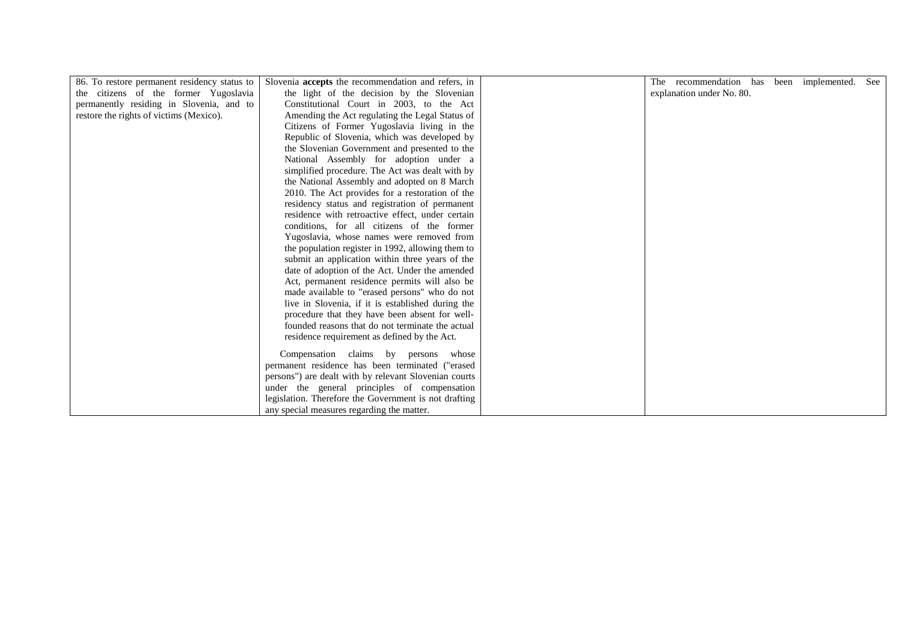| | | | |
|---|---|---|---|
| 86. To restore permanent residency status to the citizens of the former Yugoslavia permanently residing in Slovenia, and to restore the rights of victims (Mexico). | Slovenia **accepts** the recommendation and refers, in the light of the decision by the Slovenian Constitutional Court in 2003, to the Act Amending the Act regulating the Legal Status of Citizens of Former Yugoslavia living in the Republic of Slovenia, which was developed by the Slovenian Government and presented to the National Assembly for adoption under a simplified procedure. The Act was dealt with by the National Assembly and adopted on 8 March 2010. The Act provides for a restoration of the residency status and registration of permanent residence with retroactive effect, under certain conditions, for all citizens of the former Yugoslavia, whose names were removed from the population register in 1992, allowing them to submit an application within three years of the date of adoption of the Act. Under the amended Act, permanent residence permits will also be made available to "erased persons" who do not live in Slovenia, if it is established during the procedure that they have been absent for well-founded reasons that do not terminate the actual residence requirement as defined by the Act.<br><br>Compensation claims by persons whose permanent residence has been terminated ("erased persons") are dealt with by relevant Slovenian courts under the general principles of compensation legislation. Therefore the Government is not drafting any special measures regarding the matter. | | The recommendation has been implemented. See explanation under No. 80. |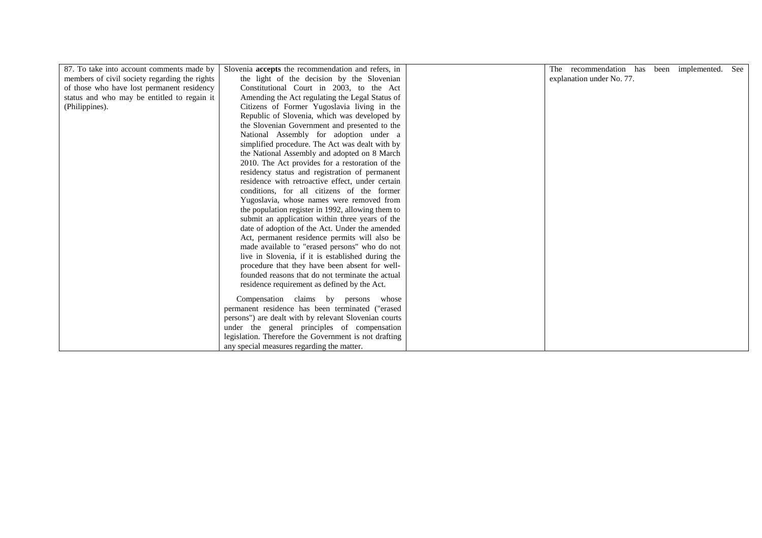| | | | |
|---|---|---|---|
| 87. To take into account comments made by members of civil society regarding the rights of those who have lost permanent residency status and who may be entitled to regain it (Philippines). | Slovenia **accepts** the recommendation and refers, in the light of the decision by the Slovenian Constitutional Court in 2003, to the Act Amending the Act regulating the Legal Status of Citizens of Former Yugoslavia living in the Republic of Slovenia, which was developed by the Slovenian Government and presented to the National Assembly for adoption under a simplified procedure. The Act was dealt with by the National Assembly and adopted on 8 March 2010. The Act provides for a restoration of the residency status and registration of permanent residence with retroactive effect, under certain conditions, for all citizens of the former Yugoslavia, whose names were removed from the population register in 1992, allowing them to submit an application within three years of the date of adoption of the Act. Under the amended Act, permanent residence permits will also be made available to "erased persons" who do not live in Slovenia, if it is established during the procedure that they have been absent for well-founded reasons that do not terminate the actual residence requirement as defined by the Act.<br><br>Compensation claims by persons whose permanent residence has been terminated ("erased persons") are dealt with by relevant Slovenian courts under the general principles of compensation legislation. Therefore the Government is not drafting any special measures regarding the matter. | | The recommendation has been implemented. See explanation under No. 77. |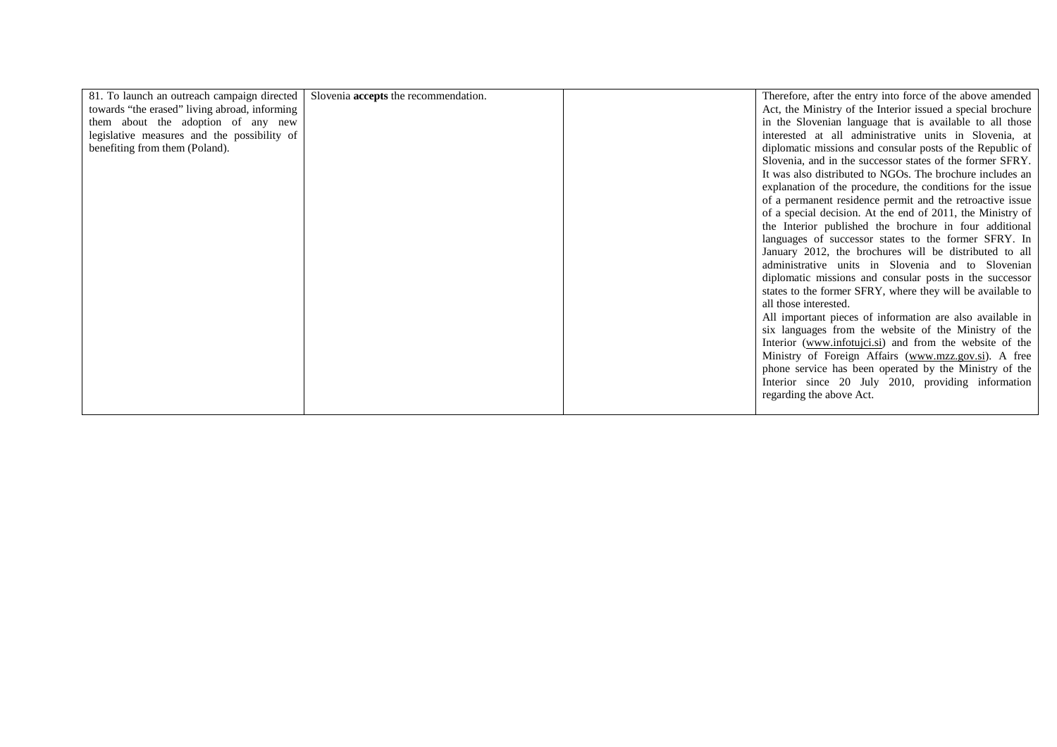| | | | |
|---|---|---|---|
| 81. To launch an outreach campaign directed towards "the erased" living abroad, informing them about the adoption of any new legislative measures and the possibility of benefiting from them (Poland). | Slovenia **accepts** the recommendation. | | Therefore, after the entry into force of the above amended Act, the Ministry of the Interior issued a special brochure in the Slovenian language that is available to all those interested at all administrative units in Slovenia, at diplomatic missions and consular posts of the Republic of Slovenia, and in the successor states of the former SFRY. It was also distributed to NGOs. The brochure includes an explanation of the procedure, the conditions for the issue of a permanent residence permit and the retroactive issue of a special decision. At the end of 2011, the Ministry of the Interior published the brochure in four additional languages of successor states to the former SFRY. In January 2012, the brochures will be distributed to all administrative units in Slovenia and to Slovenian diplomatic missions and consular posts in the successor states to the former SFRY, where they will be available to all those interested.<br>All important pieces of information are also available in six languages from the website of the Ministry of the Interior (www.infotujci.si) and from the website of the Ministry of Foreign Affairs (www.mzz.gov.si). A free phone service has been operated by the Ministry of the Interior since 20 July 2010, providing information regarding the above Act. |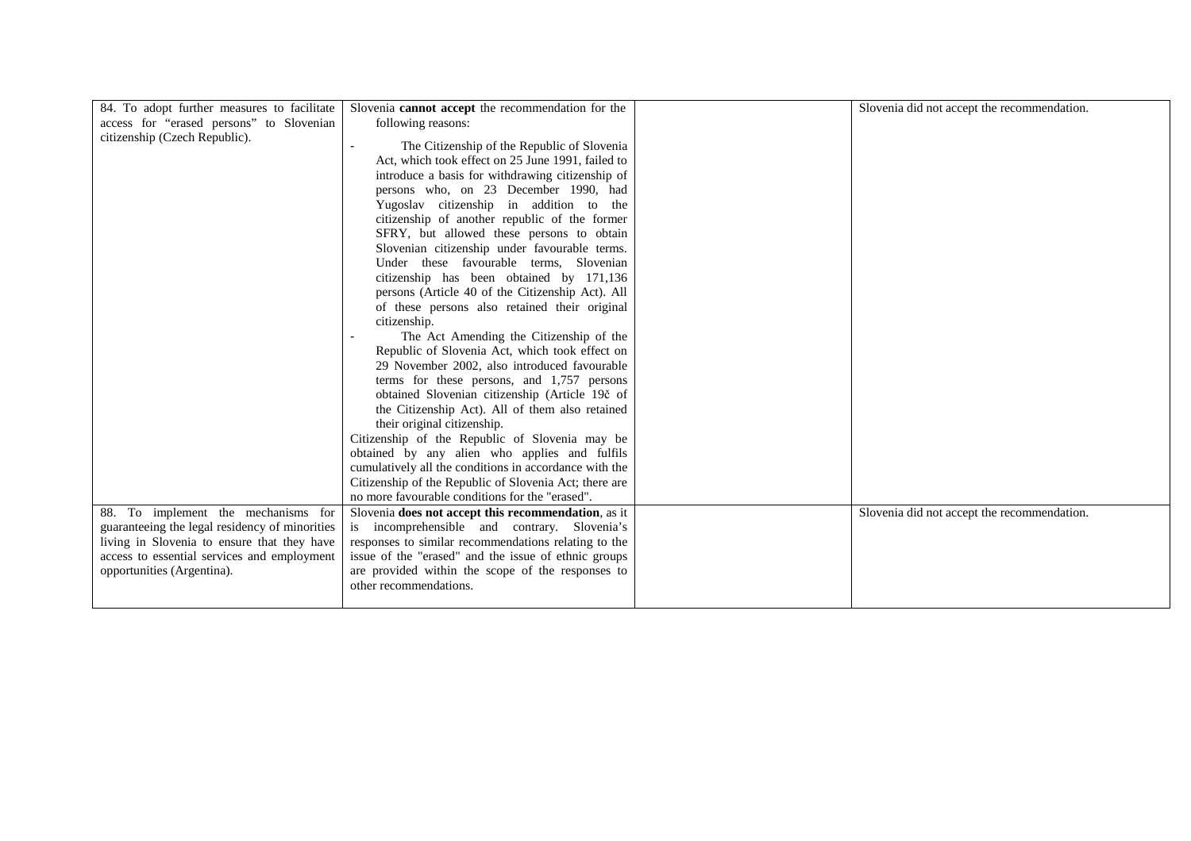| | | | |
|---|---|---|---|
| 84. To adopt further measures to facilitate access for "erased persons" to Slovenian citizenship (Czech Republic). | Slovenia **cannot accept** the recommendation for the following reasons:<br>- The Citizenship of the Republic of Slovenia Act, which took effect on 25 June 1991, failed to introduce a basis for withdrawing citizenship of persons who, on 23 December 1990, had Yugoslav citizenship in addition to the citizenship of another republic of the former SFRY, but allowed these persons to obtain Slovenian citizenship under favourable terms. Under these favourable terms, Slovenian citizenship has been obtained by 171,136 persons (Article 40 of the Citizenship Act). All of these persons also retained their original citizenship.<br>- The Act Amending the Citizenship of the Republic of Slovenia Act, which took effect on 29 November 2002, also introduced favourable terms for these persons, and 1,757 persons obtained Slovenian citizenship (Article 19č of the Citizenship Act). All of them also retained their original citizenship.<br>Citizenship of the Republic of Slovenia may be obtained by any alien who applies and fulfils cumulatively all the conditions in accordance with the Citizenship of the Republic of Slovenia Act; there are no more favourable conditions for the "erased". | | Slovenia did not accept the recommendation. |
| 88. To implement the mechanisms for guaranteeing the legal residency of minorities living in Slovenia to ensure that they have access to essential services and employment opportunities (Argentina). | Slovenia **does not accept this recommendation**, as it is incomprehensible and contrary. Slovenia's responses to similar recommendations relating to the issue of the "erased" and the issue of ethnic groups are provided within the scope of the responses to other recommendations. | | Slovenia did not accept the recommendation. |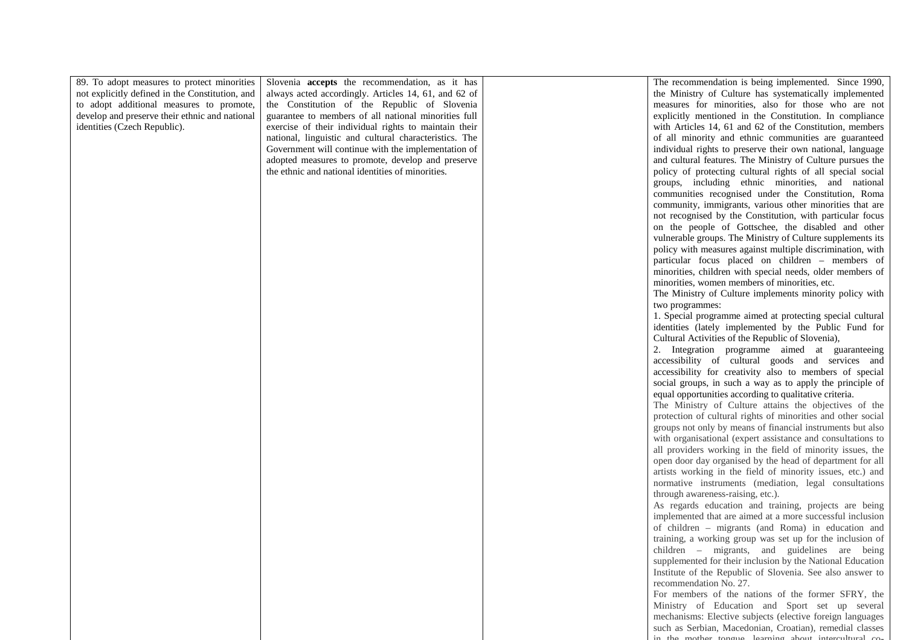| | | | |
|---|---|---|---|
| 89. To adopt measures to protect minorities not explicitly defined in the Constitution, and to adopt additional measures to promote, develop and preserve their ethnic and national identities (Czech Republic). | Slovenia **accepts** the recommendation, as it has always acted accordingly. Articles 14, 61, and 62 of the Constitution of the Republic of Slovenia guarantee to members of all national minorities full exercise of their individual rights to maintain their national, linguistic and cultural characteristics. The Government will continue with the implementation of adopted measures to promote, develop and preserve the ethnic and national identities of minorities. | | The recommendation is being implemented. Since 1990, the Ministry of Culture has systematically implemented measures for minorities, also for those who are not explicitly mentioned in the Constitution. In compliance with Articles 14, 61 and 62 of the Constitution, members of all minority and ethnic communities are guaranteed individual rights to preserve their own national, language and cultural features. The Ministry of Culture pursues the policy of protecting cultural rights of all special social groups, including ethnic minorities, and national communities recognised under the Constitution, Roma community, immigrants, various other minorities that are not recognised by the Constitution, with particular focus on the people of Gottschee, the disabled and other vulnerable groups. The Ministry of Culture supplements its policy with measures against multiple discrimination, with particular focus placed on children – members of minorities, children with special needs, older members of minorities, women members of minorities, etc.<br>The Ministry of Culture implements minority policy with two programmes:<br>1. Special programme aimed at protecting special cultural identities (lately implemented by the Public Fund for Cultural Activities of the Republic of Slovenia),<br>2. Integration programme aimed at guaranteeing accessibility of cultural goods and services and accessibility for creativity also to members of special social groups, in such a way as to apply the principle of equal opportunities according to qualitative criteria.<br>The Ministry of Culture attains the objectives of the protection of cultural rights of minorities and other social groups not only by means of financial instruments but also with organisational (expert assistance and consultations to all providers working in the field of minority issues, the open door day organised by the head of department for all artists working in the field of minority issues, etc.) and normative instruments (mediation, legal consultations through awareness-raising, etc.).<br>As regards education and training, projects are being implemented that are aimed at a more successful inclusion of children – migrants (and Roma) in education and training, a working group was set up for the inclusion of children – migrants, and guidelines are being supplemented for their inclusion by the National Education Institute of the Republic of Slovenia. See also answer to recommendation No. 27.<br>For members of the nations of the former SFRY, the Ministry of Education and Sport set up several mechanisms: Elective subjects (elective foreign languages such as Serbian, Macedonian, Croatian), remedial classes in the mother tongue, learning about intercultural co- |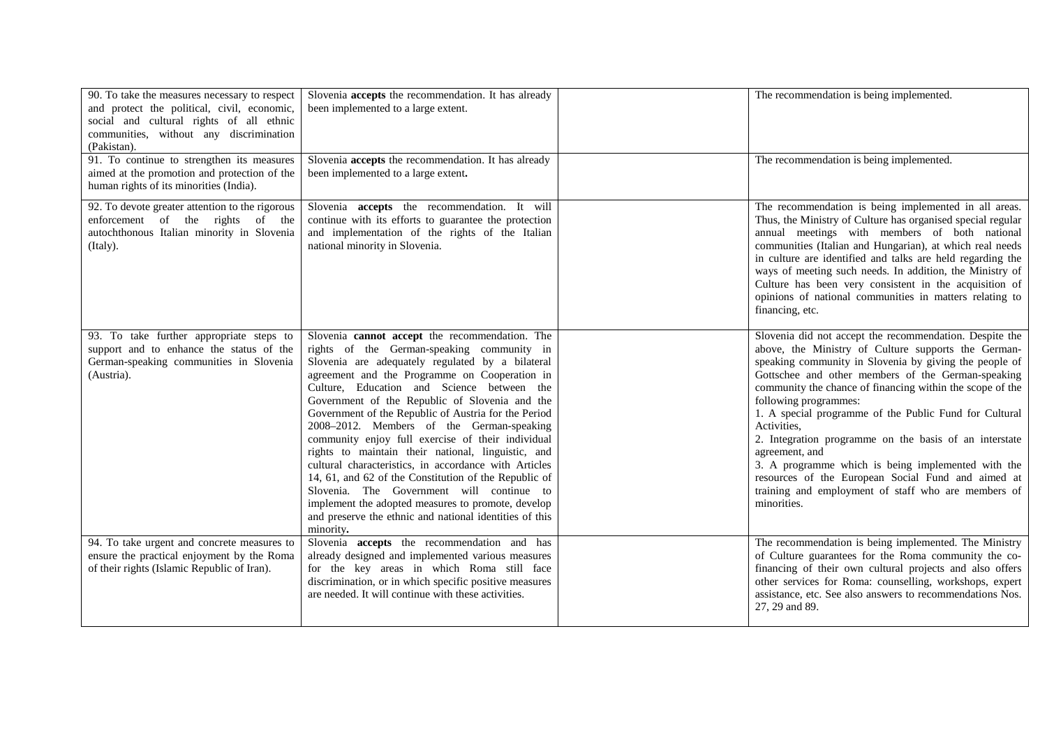| | | | |
|---|---|---|---|
| 90. To take the measures necessary to respect and protect the political, civil, economic, social and cultural rights of all ethnic communities, without any discrimination (Pakistan). | Slovenia **accepts** the recommendation. It has already been implemented to a large extent. | | The recommendation is being implemented. |
| 91. To continue to strengthen its measures aimed at the promotion and protection of the human rights of its minorities (India). | Slovenia **accepts** the recommendation. It has already been implemented to a large extent**.** | | The recommendation is being implemented. |
| 92. To devote greater attention to the rigorous enforcement of the rights of the autochthonous Italian minority in Slovenia (Italy). | Slovenia **accepts** the recommendation. It will continue with its efforts to guarantee the protection and implementation of the rights of the Italian national minority in Slovenia. | | The recommendation is being implemented in all areas. Thus, the Ministry of Culture has organised special regular annual meetings with members of both national communities (Italian and Hungarian), at which real needs in culture are identified and talks are held regarding the ways of meeting such needs. In addition, the Ministry of Culture has been very consistent in the acquisition of opinions of national communities in matters relating to financing, etc. |
| 93. To take further appropriate steps to support and to enhance the status of the German-speaking communities in Slovenia (Austria). | Slovenia **cannot accept** the recommendation. The rights of the German-speaking community in Slovenia are adequately regulated by a bilateral agreement and the Programme on Cooperation in Culture, Education and Science between the Government of the Republic of Slovenia and the Government of the Republic of Austria for the Period 2008–2012. Members of the German-speaking community enjoy full exercise of their individual rights to maintain their national, linguistic, and cultural characteristics, in accordance with Articles 14, 61, and 62 of the Constitution of the Republic of Slovenia. The Government will continue to implement the adopted measures to promote, develop and preserve the ethnic and national identities of this minority**.** | | Slovenia did not accept the recommendation. Despite the above, the Ministry of Culture supports the German-speaking community in Slovenia by giving the people of Gottschee and other members of the German-speaking community the chance of financing within the scope of the following programmes:<br>1. A special programme of the Public Fund for Cultural Activities,<br>2. Integration programme on the basis of an interstate agreement, and<br>3. A programme which is being implemented with the resources of the European Social Fund and aimed at training and employment of staff who are members of minorities. |
| 94. To take urgent and concrete measures to ensure the practical enjoyment by the Roma of their rights (Islamic Republic of Iran). | Slovenia **accepts** the recommendation and has already designed and implemented various measures for the key areas in which Roma still face discrimination, or in which specific positive measures are needed. It will continue with these activities. | | The recommendation is being implemented. The Ministry of Culture guarantees for the Roma community the co-financing of their own cultural projects and also offers other services for Roma: counselling, workshops, expert assistance, etc. See also answers to recommendations Nos. 27, 29 and 89. |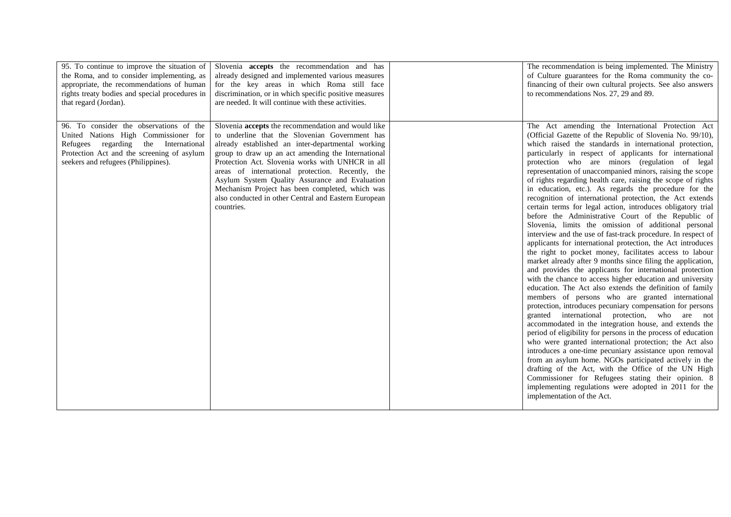| | | | |
|---|---|---|---|
| 95. To continue to improve the situation of the Roma, and to consider implementing, as appropriate, the recommendations of human rights treaty bodies and special procedures in that regard (Jordan). | Slovenia **accepts** the recommendation and has already designed and implemented various measures for the key areas in which Roma still face discrimination, or in which specific positive measures are needed. It will continue with these activities. | | The recommendation is being implemented. The Ministry of Culture guarantees for the Roma community the co-financing of their own cultural projects. See also answers to recommendations Nos. 27, 29 and 89. |
| 96. To consider the observations of the United Nations High Commissioner for Refugees regarding the International Protection Act and the screening of asylum seekers and refugees (Philippines). | Slovenia **accepts** the recommendation and would like to underline that the Slovenian Government has already established an inter-departmental working group to draw up an act amending the International Protection Act. Slovenia works with UNHCR in all areas of international protection. Recently, the Asylum System Quality Assurance and Evaluation Mechanism Project has been completed, which was also conducted in other Central and Eastern European countries. | | The Act amending the International Protection Act (Official Gazette of the Republic of Slovenia No. 99/10), which raised the standards in international protection, particularly in respect of applicants for international protection who are minors (regulation of legal representation of unaccompanied minors, raising the scope of rights regarding health care, raising the scope of rights in education, etc.). As regards the procedure for the recognition of international protection, the Act extends certain terms for legal action, introduces obligatory trial before the Administrative Court of the Republic of Slovenia, limits the omission of additional personal interview and the use of fast-track procedure. In respect of applicants for international protection, the Act introduces the right to pocket money, facilitates access to labour market already after 9 months since filing the application, and provides the applicants for international protection with the chance to access higher education and university education. The Act also extends the definition of family members of persons who are granted international protection, introduces pecuniary compensation for persons granted international protection, who are not accommodated in the integration house, and extends the period of eligibility for persons in the process of education who were granted international protection; the Act also introduces a one-time pecuniary assistance upon removal from an asylum home. NGOs participated actively in the drafting of the Act, with the Office of the UN High Commissioner for Refugees stating their opinion. 8 implementing regulations were adopted in 2011 for the implementation of the Act. |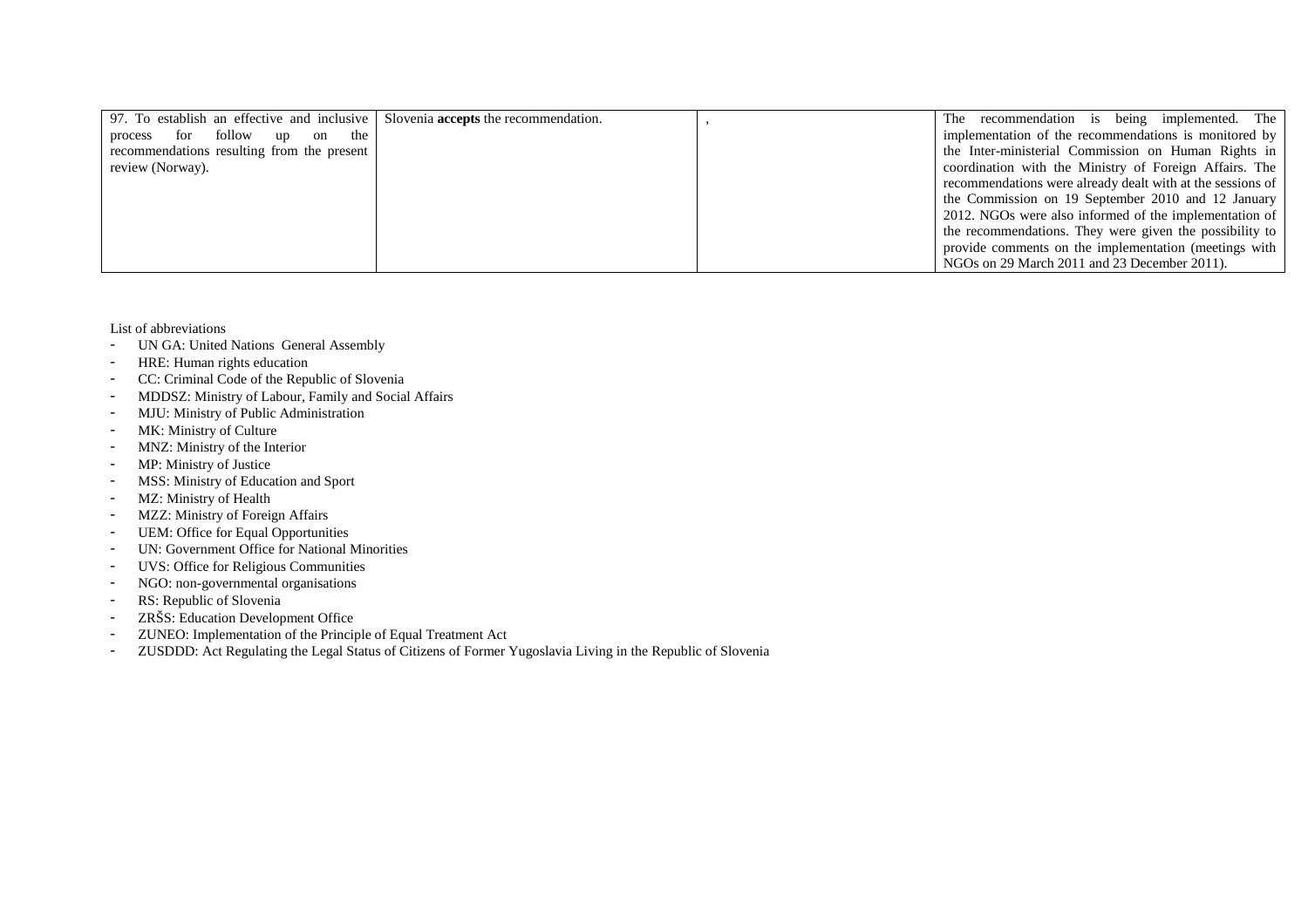| | | | |
|---|---|---|---|
| 97. To establish an effective and inclusive process for follow up on the recommendations resulting from the present review (Norway). | Slovenia **accepts** the recommendation. | , | The recommendation is being implemented. The implementation of the recommendations is monitored by the Inter-ministerial Commission on Human Rights in coordination with the Ministry of Foreign Affairs. The recommendations were already dealt with at the sessions of the Commission on 19 September 2010 and 12 January 2012. NGOs were also informed of the implementation of the recommendations. They were given the possibility to provide comments on the implementation (meetings with NGOs on 29 March 2011 and 23 December 2011). |

List of abbreviations

- UN GA: United Nations General Assembly
- HRE: Human rights education
- CC: Criminal Code of the Republic of Slovenia
- MDDSZ: Ministry of Labour, Family and Social Affairs
- MJU: Ministry of Public Administration
- MK: Ministry of Culture
- MNZ: Ministry of the Interior
- MP: Ministry of Justice
- MSS: Ministry of Education and Sport
- MZ: Ministry of Health
- MZZ: Ministry of Foreign Affairs
- UEM: Office for Equal Opportunities
- UN: Government Office for National Minorities
- UVS: Office for Religious Communities
- NGO: non-governmental organisations
- RS: Republic of Slovenia
- ZRŠS: Education Development Office
- ZUNEO: Implementation of the Principle of Equal Treatment Act
- ZUSDDD: Act Regulating the Legal Status of Citizens of Former Yugoslavia Living in the Republic of Slovenia